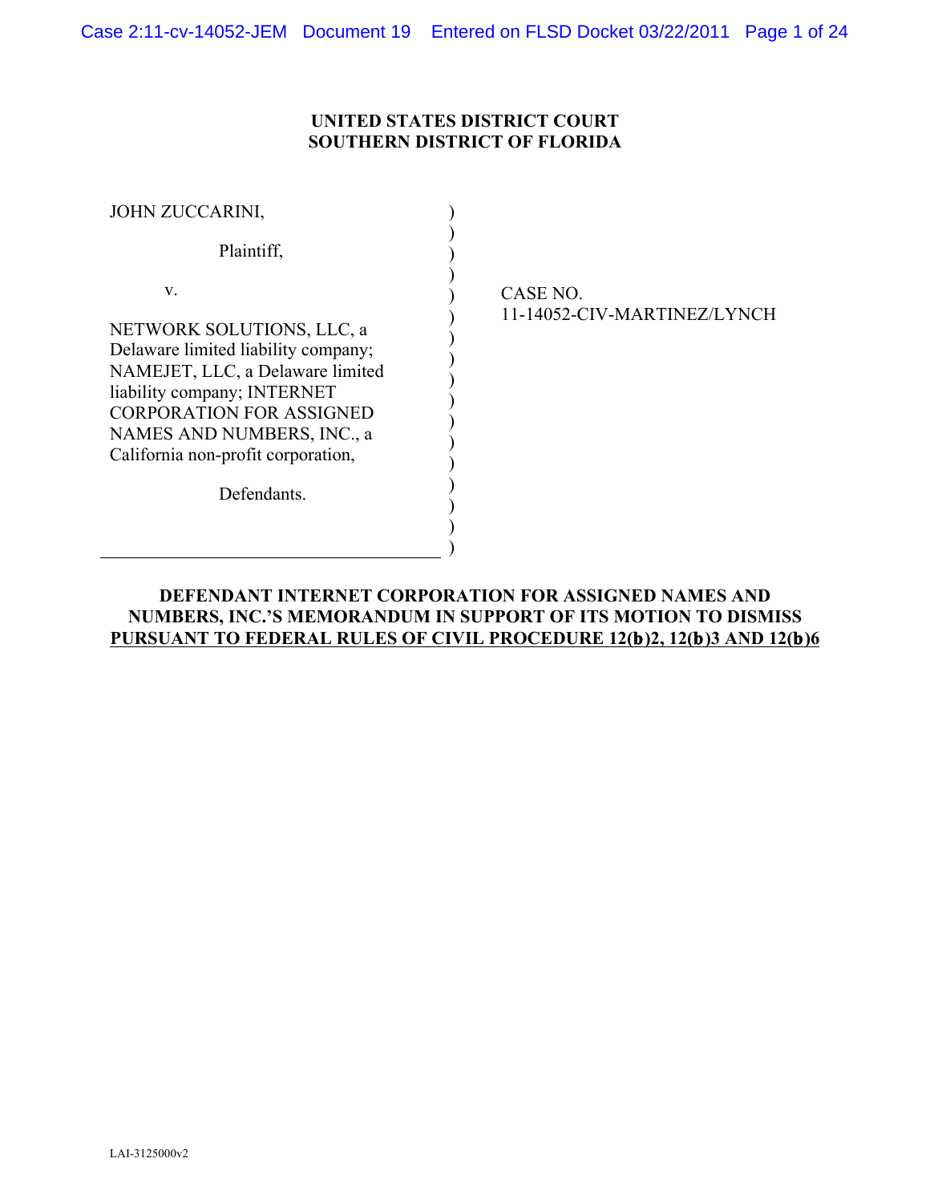**UNITED STATES DISTRICT COURT**
**SOUTHERN DISTRICT OF FLORIDA**

JOHN ZUCCARINI,

Plaintiff,

v.

NETWORK SOLUTIONS, LLC, a Delaware limited liability company; NAMEJET, LLC, a Delaware limited liability company; INTERNET CORPORATION FOR ASSIGNED NAMES AND NUMBERS, INC., a California non-profit corporation,

Defendants.

CASE NO.
11-14052-CIV-MARTINEZ/LYNCH

**DEFENDANT INTERNET CORPORATION FOR ASSIGNED NAMES AND NUMBERS, INC.'S MEMORANDUM IN SUPPORT OF ITS MOTION TO DISMISS PURSUANT TO FEDERAL RULES OF CIVIL PROCEDURE 12(b)2, 12(b)3 AND 12(b)6**

LAI-3125000v2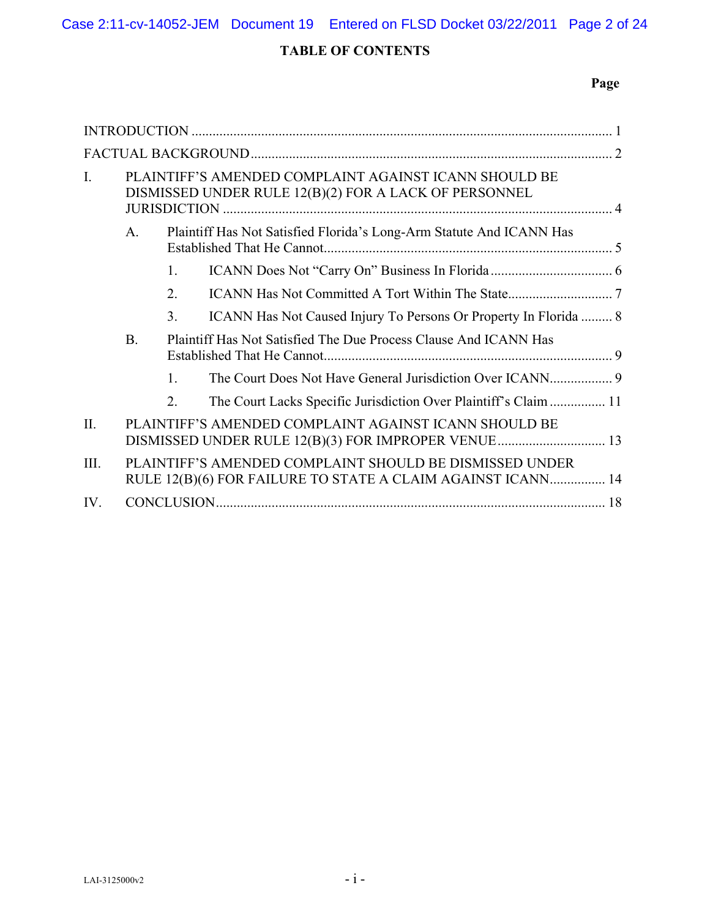# TABLE OF CONTENTS

| | Page |
|---|---|
| INTRODUCTION | 1 |
| FACTUAL BACKGROUND | 2 |
| I. PLAINTIFF'S AMENDED COMPLAINT AGAINST ICANN SHOULD BE DISMISSED UNDER RULE 12(B)(2) FOR A LACK OF PERSONNEL JURISDICTION | 4 |
| A. Plaintiff Has Not Satisfied Florida's Long-Arm Statute And ICANN Has Established That He Cannot | 5 |
| 1. ICANN Does Not "Carry On" Business In Florida | 6 |
| 2. ICANN Has Not Committed A Tort Within The State | 7 |
| 3. ICANN Has Not Caused Injury To Persons Or Property In Florida | 8 |
| B. Plaintiff Has Not Satisfied The Due Process Clause And ICANN Has Established That He Cannot | 9 |
| 1. The Court Does Not Have General Jurisdiction Over ICANN | 9 |
| 2. The Court Lacks Specific Jurisdiction Over Plaintiff's Claim | 11 |
| II. PLAINTIFF'S AMENDED COMPLAINT AGAINST ICANN SHOULD BE DISMISSED UNDER RULE 12(B)(3) FOR IMPROPER VENUE | 13 |
| III. PLAINTIFF'S AMENDED COMPLAINT SHOULD BE DISMISSED UNDER RULE 12(B)(6) FOR FAILURE TO STATE A CLAIM AGAINST ICANN | 14 |
| IV. CONCLUSION | 18 |

LAI-3125000v2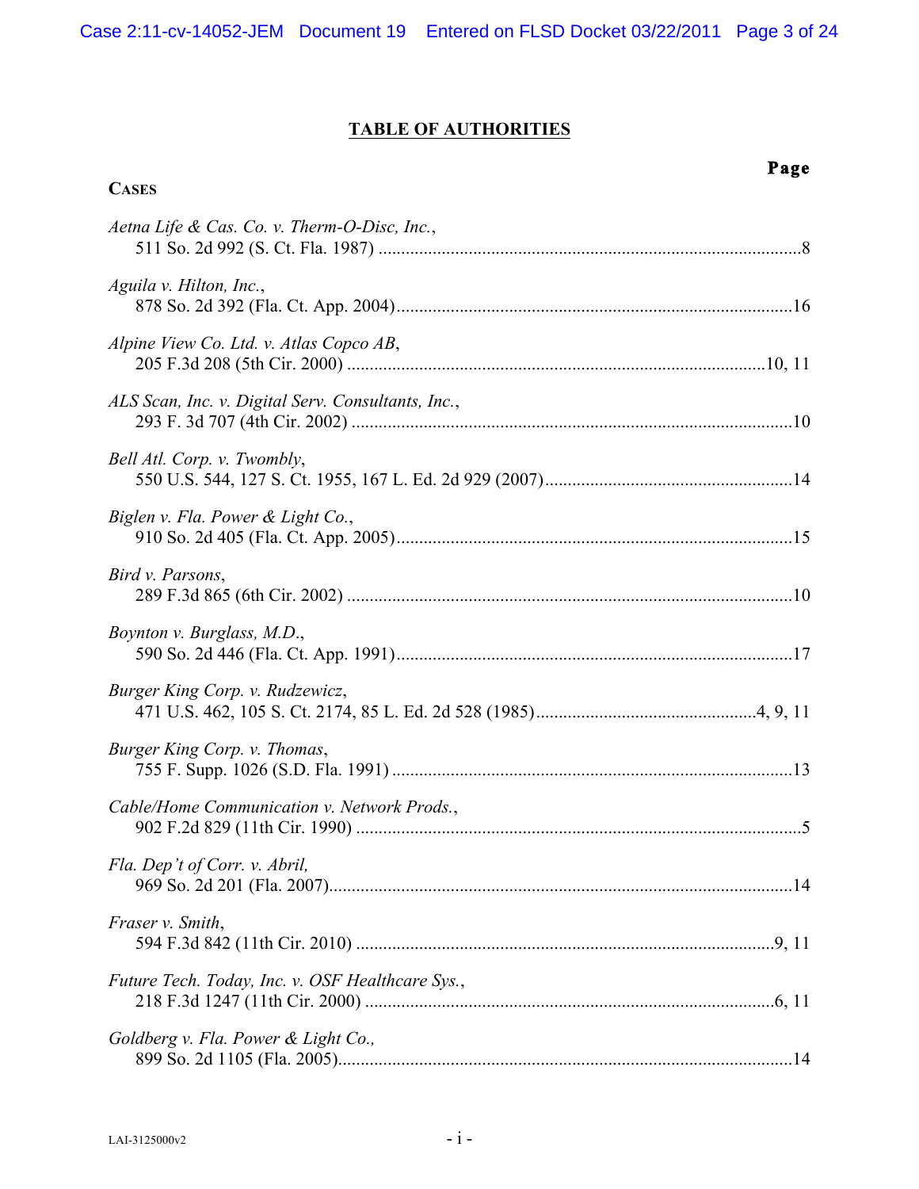# TABLE OF AUTHORITIES

**Page**

**CASES**

*Aetna Life & Cas. Co. v. Therm-O-Disc, Inc.*,
511 So. 2d 992 (S. Ct. Fla. 1987) ....................................................................................8

*Aguila v. Hilton, Inc.*,
878 So. 2d 392 (Fla. Ct. App. 2004)..............................................................................16

*Alpine View Co. Ltd. v. Atlas Copco AB*,
205 F.3d 208 (5th Cir. 2000) ...................................................................................10, 11

*ALS Scan, Inc. v. Digital Serv. Consultants, Inc.*,
293 F. 3d 707 (4th Cir. 2002) ........................................................................................10

*Bell Atl. Corp. v. Twombly*,
550 U.S. 544, 127 S. Ct. 1955, 167 L. Ed. 2d 929 (2007).............................................14

*Biglen v. Fla. Power & Light Co.*,
910 So. 2d 405 (Fla. Ct. App. 2005)..............................................................................15

*Bird v. Parsons*,
289 F.3d 865 (6th Cir. 2002) .........................................................................................10

*Boynton v. Burglass, M.D.*,
590 So. 2d 446 (Fla. Ct. App. 1991)..............................................................................17

*Burger King Corp. v. Rudzewicz*,
471 U.S. 462, 105 S. Ct. 2174, 85 L. Ed. 2d 528 (1985).......................................4, 9, 11

*Burger King Corp. v. Thomas*,
755 F. Supp. 1026 (S.D. Fla. 1991) ...............................................................................13

*Cable/Home Communication v. Network Prods.*,
902 F.2d 829 (11th Cir. 1990) ..........................................................................................5

*Fla. Dep't of Corr. v. Abril,*
969 So. 2d 201 (Fla. 2007).............................................................................................14

*Fraser v. Smith*,
594 F.3d 842 (11th Cir. 2010) ...................................................................................9, 11

*Future Tech. Today, Inc. v. OSF Healthcare Sys.*,
218 F.3d 1247 (11th Cir. 2000) .................................................................................6, 11

*Goldberg v. Fla. Power & Light Co.,*
899 So. 2d 1105 (Fla. 2005)...........................................................................................14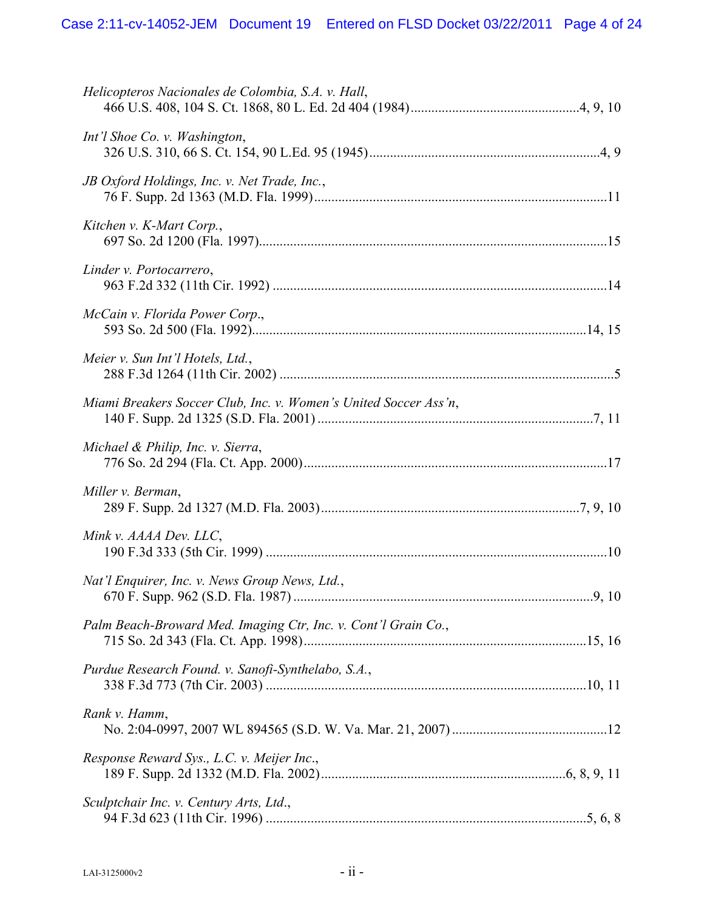*Helicopteros Nacionales de Colombia, S.A. v. Hall*,
466 U.S. 408, 104 S. Ct. 1868, 80 L. Ed. 2d 404 (1984)................................................4, 9, 10

*Int'l Shoe Co. v. Washington*,
326 U.S. 310, 66 S. Ct. 154, 90 L.Ed. 95 (1945)..................................................................4, 9

*JB Oxford Holdings, Inc. v. Net Trade, Inc.*,
76 F. Supp. 2d 1363 (M.D. Fla. 1999)....................................................................................11

*Kitchen v. K-Mart Corp.*,
697 So. 2d 1200 (Fla. 1997)....................................................................................................15

*Linder v. Portocarrero*,
963 F.2d 332 (11th Cir. 1992) .................................................................................................14

*McCain v. Florida Power Corp.*,
593 So. 2d 500 (Fla. 1992)................................................................................................14, 15

*Meier v. Sun Int'l Hotels, Ltd.*,
288 F.3d 1264 (11th Cir. 2002) .................................................................................................5

*Miami Breakers Soccer Club, Inc. v. Women's United Soccer Ass'n*,
140 F. Supp. 2d 1325 (S.D. Fla. 2001) ................................................................................7, 11

*Michael & Philip, Inc. v. Sierra*,
776 So. 2d 294 (Fla. Ct. App. 2000).......................................................................................17

*Miller v. Berman*,
289 F. Supp. 2d 1327 (M.D. Fla. 2003)..........................................................................7, 9, 10

*Mink v. AAAA Dev. LLC*,
190 F.3d 333 (5th Cir. 1999) ..................................................................................................10

*Nat'l Enquirer, Inc. v. News Group News, Ltd.*,
670 F. Supp. 962 (S.D. Fla. 1987) ......................................................................................9, 10

*Palm Beach-Broward Med. Imaging Ctr, Inc. v. Cont'l Grain Co.*,
715 So. 2d 343 (Fla. Ct. App. 1998).................................................................................15, 16

*Purdue Research Found. v. Sanofi-Synthelabo, S.A.*,
338 F.3d 773 (7th Cir. 2003) ............................................................................................10, 11

*Rank v. Hamm*,
No. 2:04-0997, 2007 WL 894565 (S.D. W. Va. Mar. 21, 2007) ............................................12

*Response Reward Sys., L.C. v. Meijer Inc.*,
189 F. Supp. 2d 1332 (M.D. Fla. 2002).......................................................................6, 8, 9, 11

*Sculptchair Inc. v. Century Arts, Ltd.*,
94 F.3d 623 (11th Cir. 1996) ............................................................................................5, 6, 8

LAI-3125000v2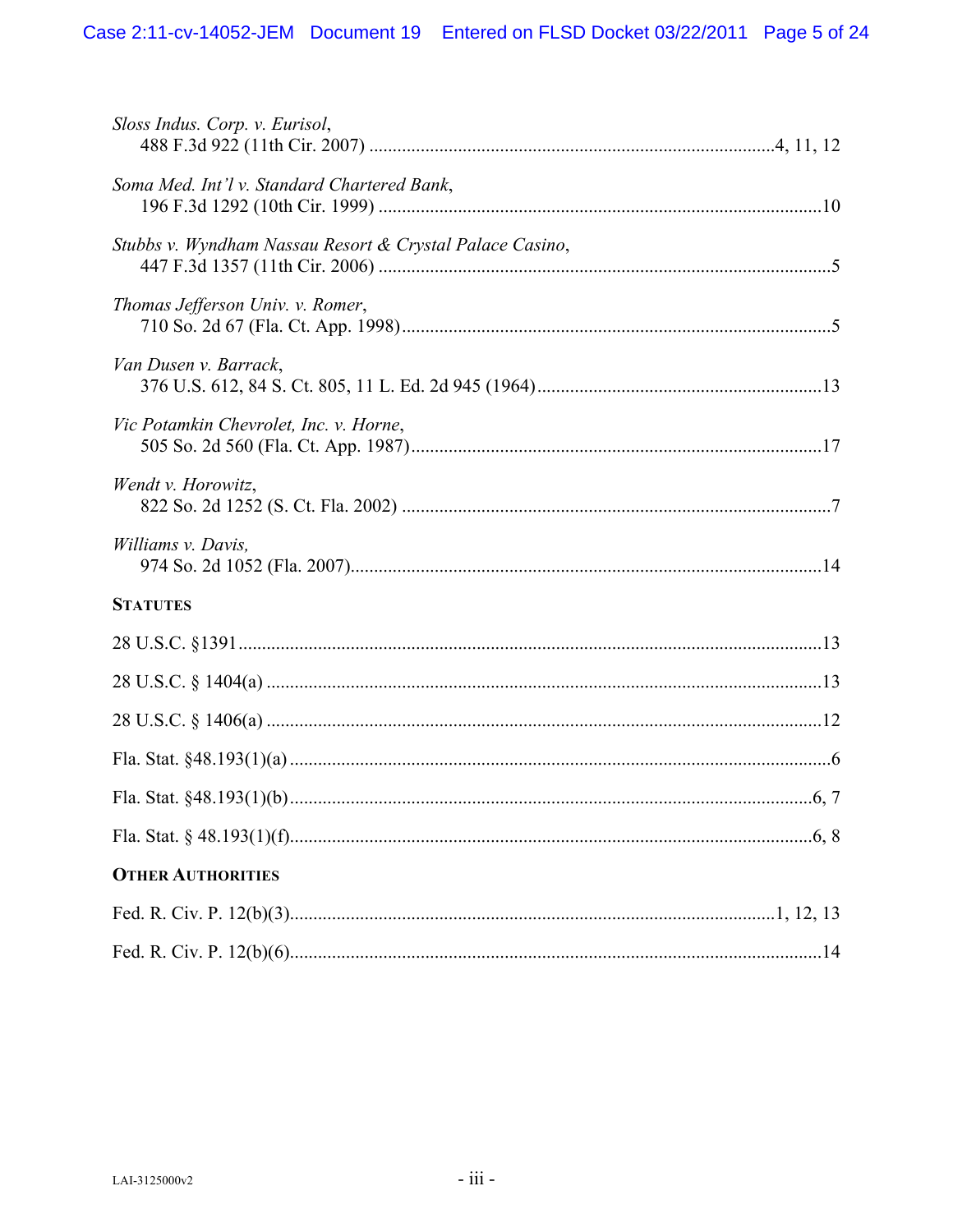*Sloss Indus. Corp. v. Eurisol*,
488 F.3d 922 (11th Cir. 2007) ....................................................................................4, 11, 12

*Soma Med. Int'l v. Standard Chartered Bank*,
196 F.3d 1292 (10th Cir. 1999) ..............................................................................................10

*Stubbs v. Wyndham Nassau Resort & Crystal Palace Casino*,
447 F.3d 1357 (11th Cir. 2006) ................................................................................................5

*Thomas Jefferson Univ. v. Romer*,
710 So. 2d 67 (Fla. Ct. App. 1998)...........................................................................................5

*Van Dusen v. Barrack*,
376 U.S. 612, 84 S. Ct. 805, 11 L. Ed. 2d 945 (1964)............................................................13

*Vic Potamkin Chevrolet, Inc. v. Horne*,
505 So. 2d 560 (Fla. Ct. App. 1987).......................................................................................17

*Wendt v. Horowitz*,
822 So. 2d 1252 (S. Ct. Fla. 2002) ...........................................................................................7

*Williams v. Davis,*
974 So. 2d 1052 (Fla. 2007)....................................................................................................14

**STATUTES**

28 U.S.C. §1391..........................................................................................................................13

28 U.S.C. § 1404(a) ....................................................................................................................13

28 U.S.C. § 1406(a) ....................................................................................................................12

Fla. Stat. §48.193(1)(a) ..................................................................................................................6

Fla. Stat. §48.193(1)(b)...............................................................................................................6, 7

Fla. Stat. § 48.193(1)(f)...............................................................................................................6, 8

**OTHER AUTHORITIES**

Fed. R. Civ. P. 12(b)(3).......................................................................................................1, 12, 13

Fed. R. Civ. P. 12(b)(6)................................................................................................................14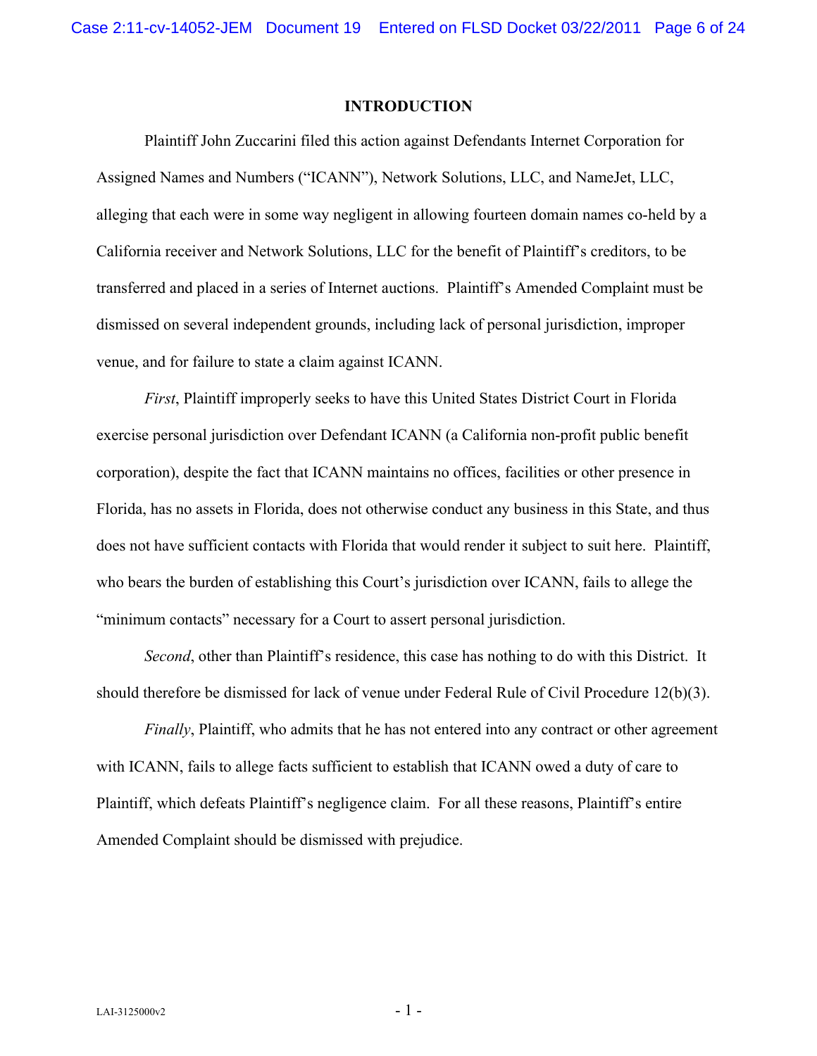## INTRODUCTION

Plaintiff John Zuccarini filed this action against Defendants Internet Corporation for Assigned Names and Numbers ("ICANN"), Network Solutions, LLC, and NameJet, LLC, alleging that each were in some way negligent in allowing fourteen domain names co-held by a California receiver and Network Solutions, LLC for the benefit of Plaintiff's creditors, to be transferred and placed in a series of Internet auctions. Plaintiff's Amended Complaint must be dismissed on several independent grounds, including lack of personal jurisdiction, improper venue, and for failure to state a claim against ICANN.

*First*, Plaintiff improperly seeks to have this United States District Court in Florida exercise personal jurisdiction over Defendant ICANN (a California non-profit public benefit corporation), despite the fact that ICANN maintains no offices, facilities or other presence in Florida, has no assets in Florida, does not otherwise conduct any business in this State, and thus does not have sufficient contacts with Florida that would render it subject to suit here. Plaintiff, who bears the burden of establishing this Court's jurisdiction over ICANN, fails to allege the "minimum contacts" necessary for a Court to assert personal jurisdiction.

*Second*, other than Plaintiff's residence, this case has nothing to do with this District. It should therefore be dismissed for lack of venue under Federal Rule of Civil Procedure 12(b)(3).

*Finally*, Plaintiff, who admits that he has not entered into any contract or other agreement with ICANN, fails to allege facts sufficient to establish that ICANN owed a duty of care to Plaintiff, which defeats Plaintiff's negligence claim. For all these reasons, Plaintiff's entire Amended Complaint should be dismissed with prejudice.

LAI-3125000v2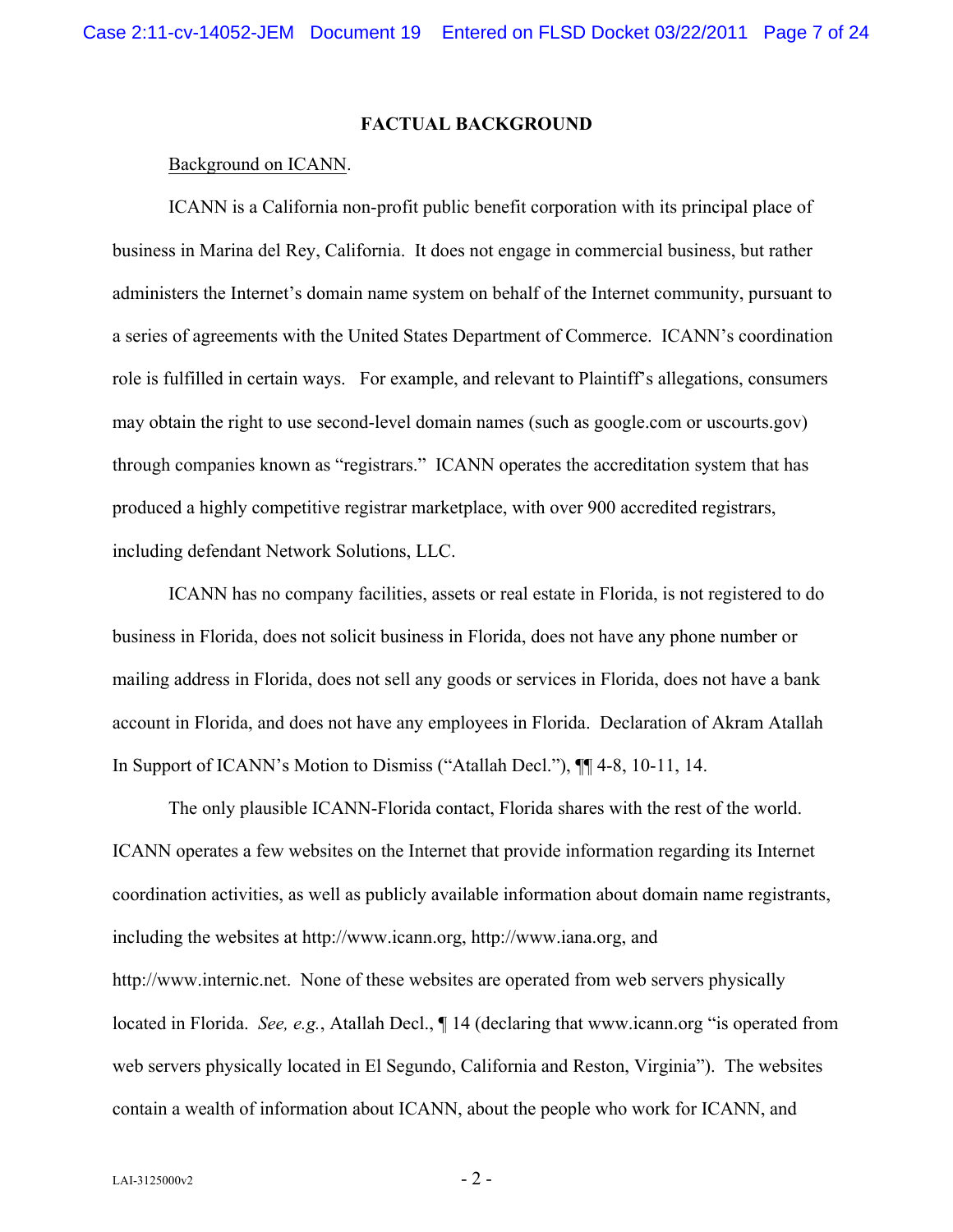## FACTUAL BACKGROUND

Background on ICANN.

ICANN is a California non-profit public benefit corporation with its principal place of business in Marina del Rey, California. It does not engage in commercial business, but rather administers the Internet's domain name system on behalf of the Internet community, pursuant to a series of agreements with the United States Department of Commerce. ICANN's coordination role is fulfilled in certain ways. For example, and relevant to Plaintiff's allegations, consumers may obtain the right to use second-level domain names (such as google.com or uscourts.gov) through companies known as "registrars." ICANN operates the accreditation system that has produced a highly competitive registrar marketplace, with over 900 accredited registrars, including defendant Network Solutions, LLC.

ICANN has no company facilities, assets or real estate in Florida, is not registered to do business in Florida, does not solicit business in Florida, does not have any phone number or mailing address in Florida, does not sell any goods or services in Florida, does not have a bank account in Florida, and does not have any employees in Florida. Declaration of Akram Atallah In Support of ICANN's Motion to Dismiss ("Atallah Decl."), ¶¶ 4-8, 10-11, 14.

The only plausible ICANN-Florida contact, Florida shares with the rest of the world. ICANN operates a few websites on the Internet that provide information regarding its Internet coordination activities, as well as publicly available information about domain name registrants, including the websites at http://www.icann.org, http://www.iana.org, and http://www.internic.net. None of these websites are operated from web servers physically located in Florida. *See, e.g.*, Atallah Decl., ¶ 14 (declaring that www.icann.org "is operated from web servers physically located in El Segundo, California and Reston, Virginia"). The websites contain a wealth of information about ICANN, about the people who work for ICANN, and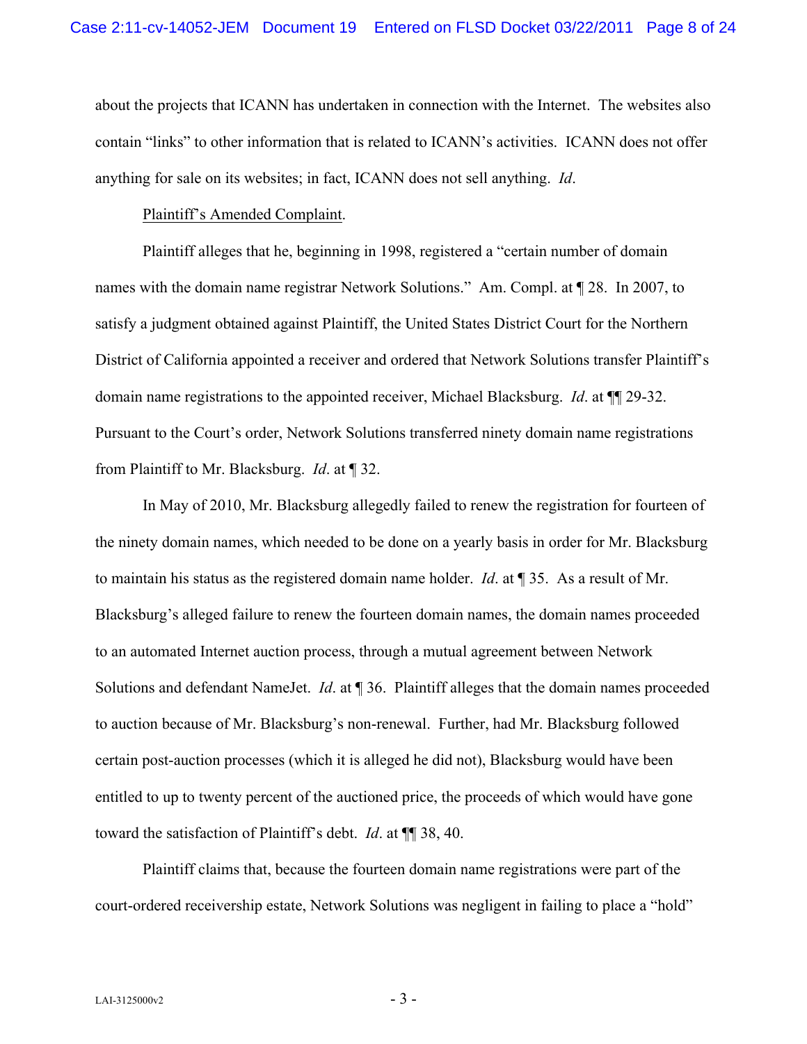about the projects that ICANN has undertaken in connection with the Internet. The websites also contain "links" to other information that is related to ICANN's activities. ICANN does not offer anything for sale on its websites; in fact, ICANN does not sell anything. *Id*.

<u>Plaintiff's Amended Complaint</u>.

Plaintiff alleges that he, beginning in 1998, registered a "certain number of domain names with the domain name registrar Network Solutions." Am. Compl. at ¶ 28. In 2007, to satisfy a judgment obtained against Plaintiff, the United States District Court for the Northern District of California appointed a receiver and ordered that Network Solutions transfer Plaintiff's domain name registrations to the appointed receiver, Michael Blacksburg. *Id*. at ¶¶ 29-32. Pursuant to the Court's order, Network Solutions transferred ninety domain name registrations from Plaintiff to Mr. Blacksburg. *Id*. at ¶ 32.

In May of 2010, Mr. Blacksburg allegedly failed to renew the registration for fourteen of the ninety domain names, which needed to be done on a yearly basis in order for Mr. Blacksburg to maintain his status as the registered domain name holder. *Id*. at ¶ 35. As a result of Mr. Blacksburg's alleged failure to renew the fourteen domain names, the domain names proceeded to an automated Internet auction process, through a mutual agreement between Network Solutions and defendant NameJet. *Id*. at ¶ 36. Plaintiff alleges that the domain names proceeded to auction because of Mr. Blacksburg's non-renewal. Further, had Mr. Blacksburg followed certain post-auction processes (which it is alleged he did not), Blacksburg would have been entitled to up to twenty percent of the auctioned price, the proceeds of which would have gone toward the satisfaction of Plaintiff's debt. *Id*. at ¶¶ 38, 40.

Plaintiff claims that, because the fourteen domain name registrations were part of the court-ordered receivership estate, Network Solutions was negligent in failing to place a "hold"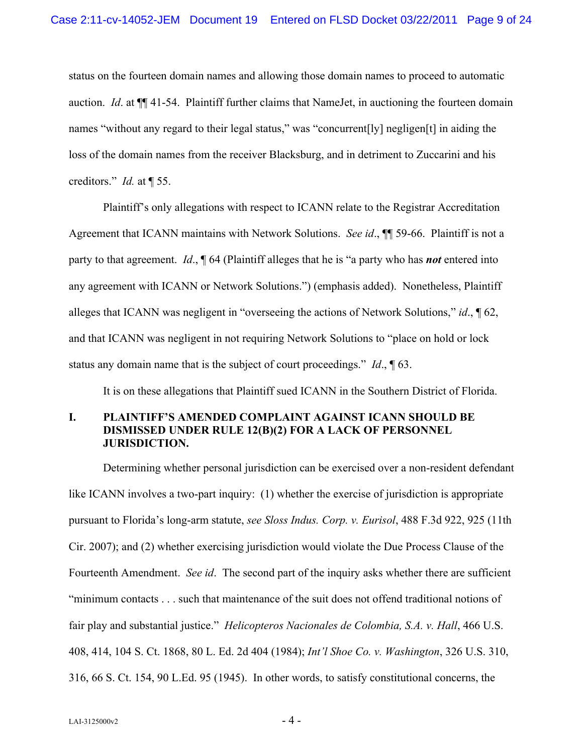status on the fourteen domain names and allowing those domain names to proceed to automatic auction. *Id*. at ¶¶ 41-54. Plaintiff further claims that NameJet, in auctioning the fourteen domain names "without any regard to their legal status," was "concurrent[ly] negligen[t] in aiding the loss of the domain names from the receiver Blacksburg, and in detriment to Zuccarini and his creditors." *Id.* at ¶ 55.

Plaintiff's only allegations with respect to ICANN relate to the Registrar Accreditation Agreement that ICANN maintains with Network Solutions. *See id*., ¶¶ 59-66. Plaintiff is not a party to that agreement. *Id*., ¶ 64 (Plaintiff alleges that he is "a party who has ***not*** entered into any agreement with ICANN or Network Solutions.") (emphasis added). Nonetheless, Plaintiff alleges that ICANN was negligent in "overseeing the actions of Network Solutions," *id*., ¶ 62, and that ICANN was negligent in not requiring Network Solutions to "place on hold or lock status any domain name that is the subject of court proceedings." *Id*., ¶ 63.

It is on these allegations that Plaintiff sued ICANN in the Southern District of Florida.

## I. PLAINTIFF'S AMENDED COMPLAINT AGAINST ICANN SHOULD BE DISMISSED UNDER RULE 12(B)(2) FOR A LACK OF PERSONNEL JURISDICTION.

Determining whether personal jurisdiction can be exercised over a non-resident defendant like ICANN involves a two-part inquiry: (1) whether the exercise of jurisdiction is appropriate pursuant to Florida's long-arm statute, *see Sloss Indus. Corp. v. Eurisol*, 488 F.3d 922, 925 (11th Cir. 2007); and (2) whether exercising jurisdiction would violate the Due Process Clause of the Fourteenth Amendment. *See id*. The second part of the inquiry asks whether there are sufficient "minimum contacts . . . such that maintenance of the suit does not offend traditional notions of fair play and substantial justice." *Helicopteros Nacionales de Colombia, S.A. v. Hall*, 466 U.S. 408, 414, 104 S. Ct. 1868, 80 L. Ed. 2d 404 (1984); *Int'l Shoe Co. v. Washington*, 326 U.S. 310, 316, 66 S. Ct. 154, 90 L.Ed. 95 (1945). In other words, to satisfy constitutional concerns, the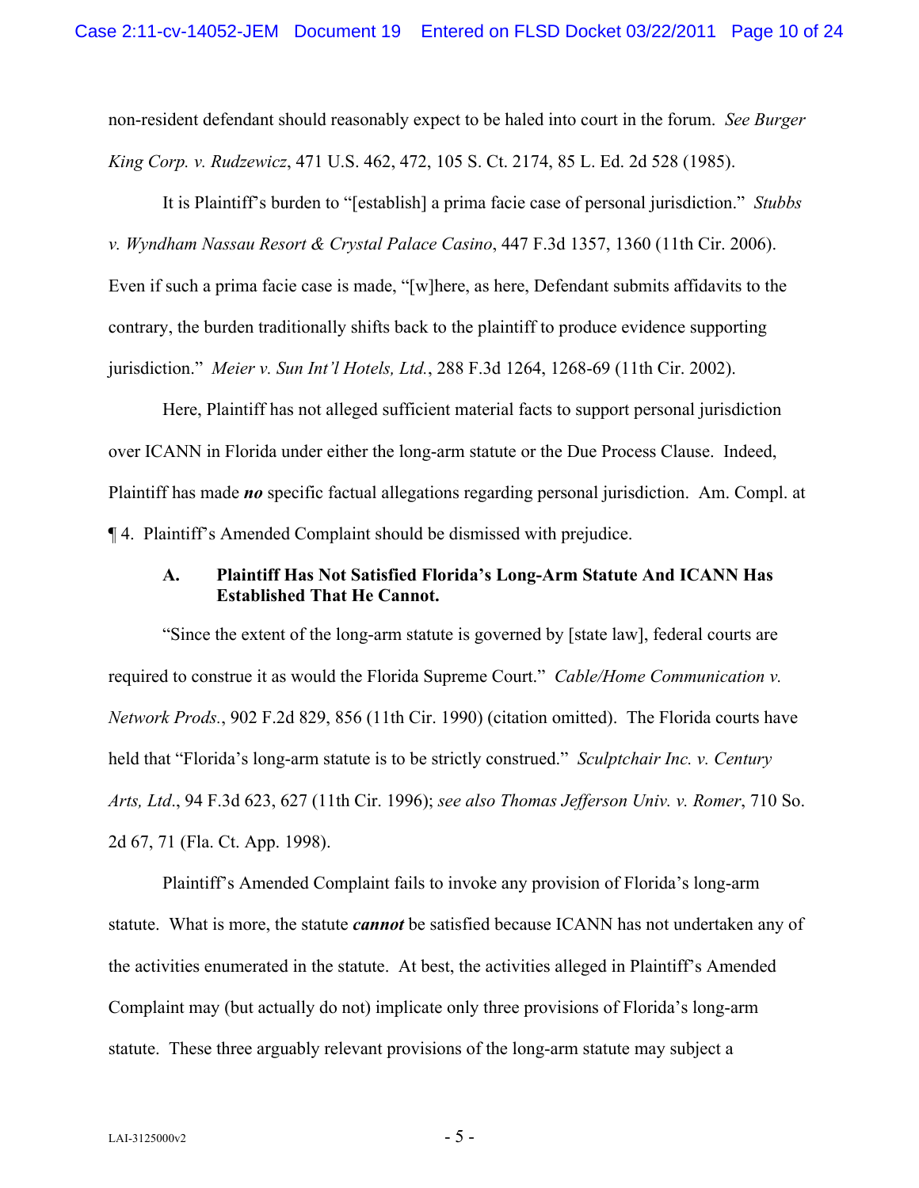non-resident defendant should reasonably expect to be haled into court in the forum. *See Burger King Corp. v. Rudzewicz*, 471 U.S. 462, 472, 105 S. Ct. 2174, 85 L. Ed. 2d 528 (1985).

It is Plaintiff's burden to "[establish] a prima facie case of personal jurisdiction." *Stubbs v. Wyndham Nassau Resort & Crystal Palace Casino*, 447 F.3d 1357, 1360 (11th Cir. 2006). Even if such a prima facie case is made, "[w]here, as here, Defendant submits affidavits to the contrary, the burden traditionally shifts back to the plaintiff to produce evidence supporting jurisdiction." *Meier v. Sun Int'l Hotels, Ltd.*, 288 F.3d 1264, 1268-69 (11th Cir. 2002).

Here, Plaintiff has not alleged sufficient material facts to support personal jurisdiction over ICANN in Florida under either the long-arm statute or the Due Process Clause. Indeed, Plaintiff has made ***no*** specific factual allegations regarding personal jurisdiction. Am. Compl. at ¶ 4. Plaintiff's Amended Complaint should be dismissed with prejudice.

### A. Plaintiff Has Not Satisfied Florida's Long-Arm Statute And ICANN Has Established That He Cannot.

"Since the extent of the long-arm statute is governed by [state law], federal courts are required to construe it as would the Florida Supreme Court." *Cable/Home Communication v. Network Prods.*, 902 F.2d 829, 856 (11th Cir. 1990) (citation omitted). The Florida courts have held that "Florida's long-arm statute is to be strictly construed." *Sculptchair Inc. v. Century Arts, Ltd*., 94 F.3d 623, 627 (11th Cir. 1996); *see also Thomas Jefferson Univ. v. Romer*, 710 So. 2d 67, 71 (Fla. Ct. App. 1998).

Plaintiff's Amended Complaint fails to invoke any provision of Florida's long-arm statute. What is more, the statute ***cannot*** be satisfied because ICANN has not undertaken any of the activities enumerated in the statute. At best, the activities alleged in Plaintiff's Amended Complaint may (but actually do not) implicate only three provisions of Florida's long-arm statute. These three arguably relevant provisions of the long-arm statute may subject a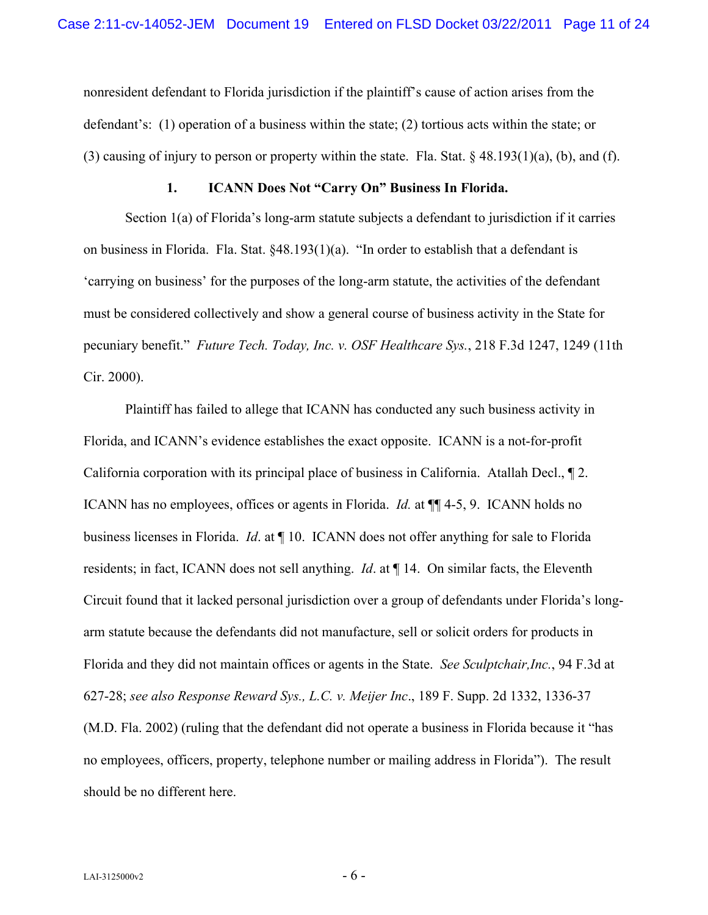nonresident defendant to Florida jurisdiction if the plaintiff's cause of action arises from the defendant's: (1) operation of a business within the state; (2) tortious acts within the state; or (3) causing of injury to person or property within the state. Fla. Stat. § 48.193(1)(a), (b), and (f).

### 1. ICANN Does Not "Carry On" Business In Florida.

Section 1(a) of Florida's long-arm statute subjects a defendant to jurisdiction if it carries on business in Florida. Fla. Stat. §48.193(1)(a). "In order to establish that a defendant is 'carrying on business' for the purposes of the long-arm statute, the activities of the defendant must be considered collectively and show a general course of business activity in the State for pecuniary benefit." *Future Tech. Today, Inc. v. OSF Healthcare Sys.*, 218 F.3d 1247, 1249 (11th Cir. 2000).

Plaintiff has failed to allege that ICANN has conducted any such business activity in Florida, and ICANN's evidence establishes the exact opposite. ICANN is a not-for-profit California corporation with its principal place of business in California. Atallah Decl., ¶ 2. ICANN has no employees, offices or agents in Florida. *Id.* at ¶¶ 4-5, 9. ICANN holds no business licenses in Florida. *Id*. at ¶ 10. ICANN does not offer anything for sale to Florida residents; in fact, ICANN does not sell anything. *Id*. at ¶ 14. On similar facts, the Eleventh Circuit found that it lacked personal jurisdiction over a group of defendants under Florida's long-arm statute because the defendants did not manufacture, sell or solicit orders for products in Florida and they did not maintain offices or agents in the State. *See Sculptchair,Inc.*, 94 F.3d at 627-28; *see also Response Reward Sys., L.C. v. Meijer Inc*., 189 F. Supp. 2d 1332, 1336-37 (M.D. Fla. 2002) (ruling that the defendant did not operate a business in Florida because it "has no employees, officers, property, telephone number or mailing address in Florida"). The result should be no different here.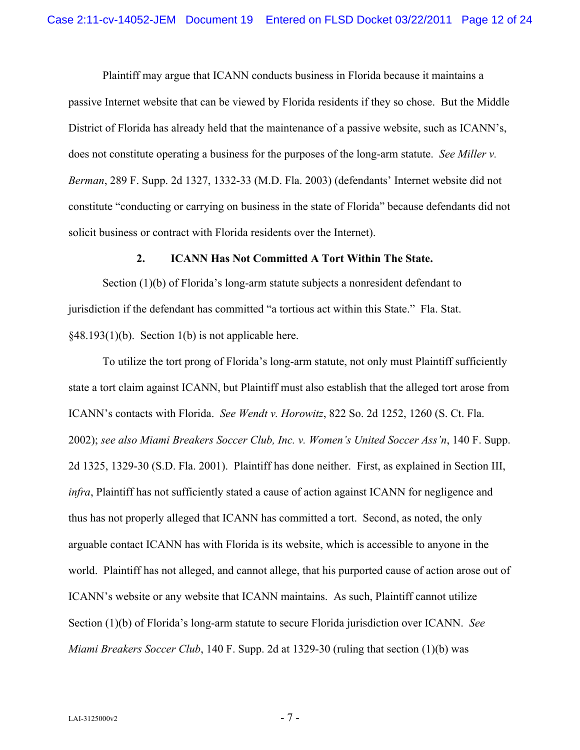Plaintiff may argue that ICANN conducts business in Florida because it maintains a passive Internet website that can be viewed by Florida residents if they so chose. But the Middle District of Florida has already held that the maintenance of a passive website, such as ICANN's, does not constitute operating a business for the purposes of the long-arm statute. *See Miller v. Berman*, 289 F. Supp. 2d 1327, 1332-33 (M.D. Fla. 2003) (defendants' Internet website did not constitute "conducting or carrying on business in the state of Florida" because defendants did not solicit business or contract with Florida residents over the Internet).

**2. ICANN Has Not Committed A Tort Within The State.**

Section (1)(b) of Florida's long-arm statute subjects a nonresident defendant to jurisdiction if the defendant has committed "a tortious act within this State." Fla. Stat. §48.193(1)(b). Section 1(b) is not applicable here.

To utilize the tort prong of Florida's long-arm statute, not only must Plaintiff sufficiently state a tort claim against ICANN, but Plaintiff must also establish that the alleged tort arose from ICANN's contacts with Florida. *See Wendt v. Horowitz*, 822 So. 2d 1252, 1260 (S. Ct. Fla. 2002); *see also Miami Breakers Soccer Club, Inc. v. Women's United Soccer Ass'n*, 140 F. Supp. 2d 1325, 1329-30 (S.D. Fla. 2001). Plaintiff has done neither. First, as explained in Section III, *infra*, Plaintiff has not sufficiently stated a cause of action against ICANN for negligence and thus has not properly alleged that ICANN has committed a tort. Second, as noted, the only arguable contact ICANN has with Florida is its website, which is accessible to anyone in the world. Plaintiff has not alleged, and cannot allege, that his purported cause of action arose out of ICANN's website or any website that ICANN maintains. As such, Plaintiff cannot utilize Section (1)(b) of Florida's long-arm statute to secure Florida jurisdiction over ICANN. *See Miami Breakers Soccer Club*, 140 F. Supp. 2d at 1329-30 (ruling that section (1)(b) was

LAI-3125000v2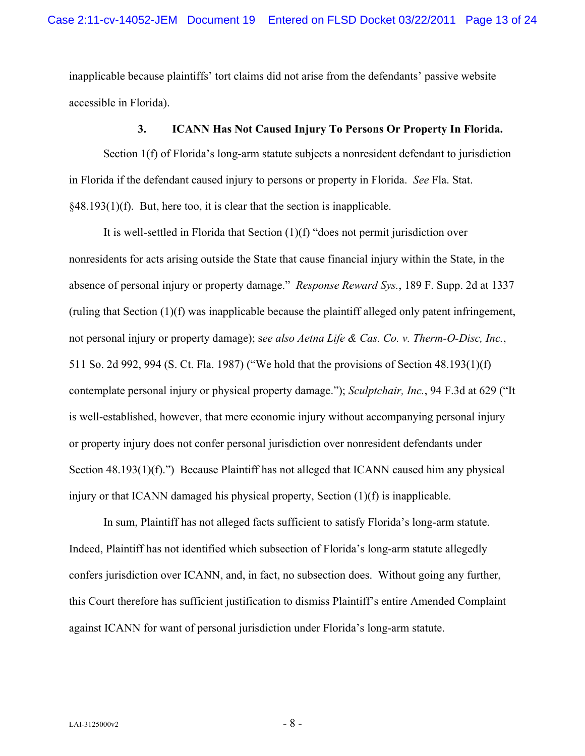inapplicable because plaintiffs' tort claims did not arise from the defendants' passive website accessible in Florida).

### 3. ICANN Has Not Caused Injury To Persons Or Property In Florida.

Section 1(f) of Florida's long-arm statute subjects a nonresident defendant to jurisdiction in Florida if the defendant caused injury to persons or property in Florida. *See* Fla. Stat. §48.193(1)(f). But, here too, it is clear that the section is inapplicable.

It is well-settled in Florida that Section (1)(f) "does not permit jurisdiction over nonresidents for acts arising outside the State that cause financial injury within the State, in the absence of personal injury or property damage." *Response Reward Sys.*, 189 F. Supp. 2d at 1337 (ruling that Section (1)(f) was inapplicable because the plaintiff alleged only patent infringement, not personal injury or property damage); s*ee also Aetna Life & Cas. Co. v. Therm-O-Disc, Inc.*, 511 So. 2d 992, 994 (S. Ct. Fla. 1987) ("We hold that the provisions of Section 48.193(1)(f) contemplate personal injury or physical property damage."); *Sculptchair, Inc.*, 94 F.3d at 629 ("It is well-established, however, that mere economic injury without accompanying personal injury or property injury does not confer personal jurisdiction over nonresident defendants under Section 48.193(1)(f).") Because Plaintiff has not alleged that ICANN caused him any physical injury or that ICANN damaged his physical property, Section (1)(f) is inapplicable.

In sum, Plaintiff has not alleged facts sufficient to satisfy Florida's long-arm statute. Indeed, Plaintiff has not identified which subsection of Florida's long-arm statute allegedly confers jurisdiction over ICANN, and, in fact, no subsection does. Without going any further, this Court therefore has sufficient justification to dismiss Plaintiff's entire Amended Complaint against ICANN for want of personal jurisdiction under Florida's long-arm statute.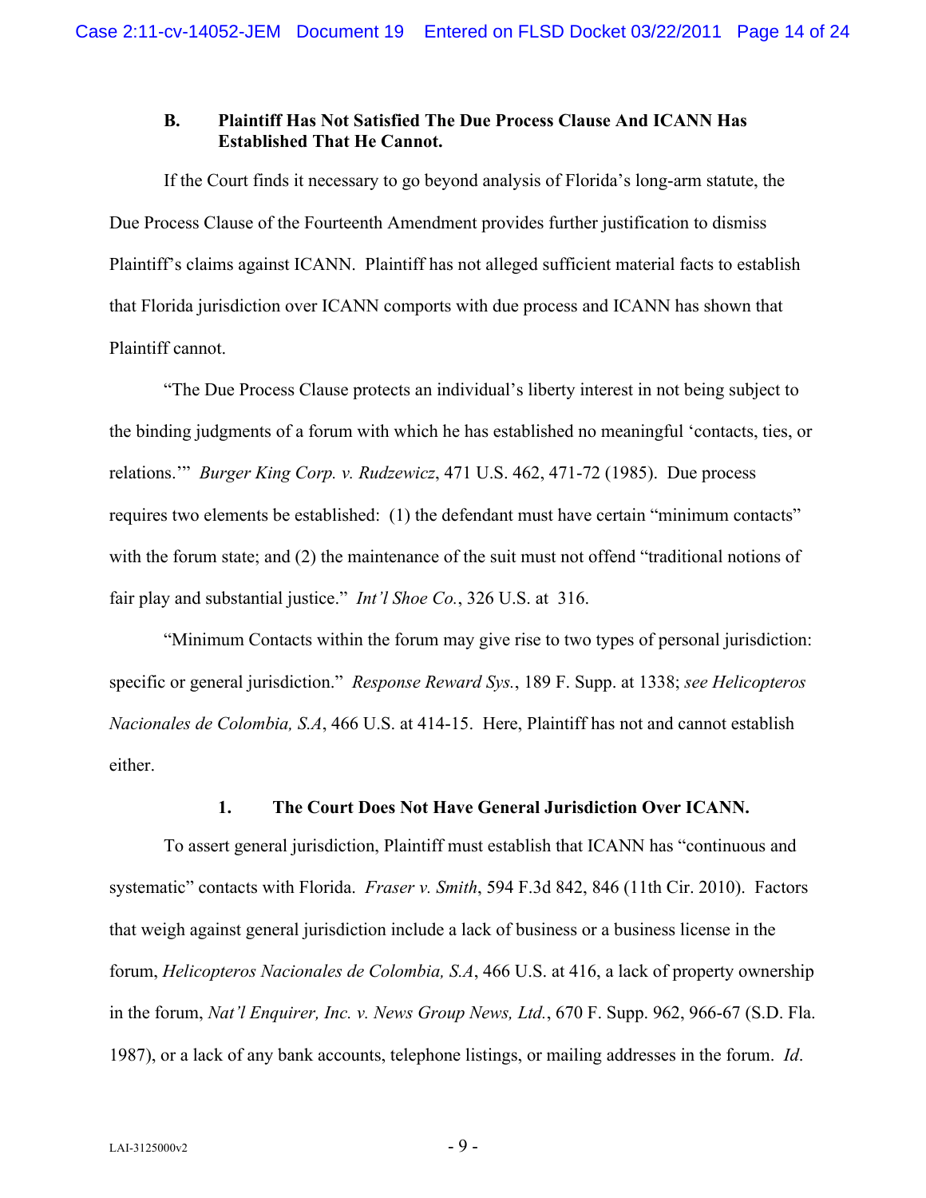### B. Plaintiff Has Not Satisfied The Due Process Clause And ICANN Has Established That He Cannot.

If the Court finds it necessary to go beyond analysis of Florida's long-arm statute, the Due Process Clause of the Fourteenth Amendment provides further justification to dismiss Plaintiff's claims against ICANN. Plaintiff has not alleged sufficient material facts to establish that Florida jurisdiction over ICANN comports with due process and ICANN has shown that Plaintiff cannot.

"The Due Process Clause protects an individual's liberty interest in not being subject to the binding judgments of a forum with which he has established no meaningful 'contacts, ties, or relations.'" *Burger King Corp. v. Rudzewicz*, 471 U.S. 462, 471-72 (1985). Due process requires two elements be established: (1) the defendant must have certain "minimum contacts" with the forum state; and (2) the maintenance of the suit must not offend "traditional notions of fair play and substantial justice." *Int'l Shoe Co.*, 326 U.S. at 316.

"Minimum Contacts within the forum may give rise to two types of personal jurisdiction: specific or general jurisdiction." *Response Reward Sys.*, 189 F. Supp. at 1338; *see Helicopteros Nacionales de Colombia, S.A*, 466 U.S. at 414-15. Here, Plaintiff has not and cannot establish either.

#### 1. The Court Does Not Have General Jurisdiction Over ICANN.

To assert general jurisdiction, Plaintiff must establish that ICANN has "continuous and systematic" contacts with Florida. *Fraser v. Smith*, 594 F.3d 842, 846 (11th Cir. 2010). Factors that weigh against general jurisdiction include a lack of business or a business license in the forum, *Helicopteros Nacionales de Colombia, S.A*, 466 U.S. at 416, a lack of property ownership in the forum, *Nat'l Enquirer, Inc. v. News Group News, Ltd.*, 670 F. Supp. 962, 966-67 (S.D. Fla. 1987), or a lack of any bank accounts, telephone listings, or mailing addresses in the forum. *Id*.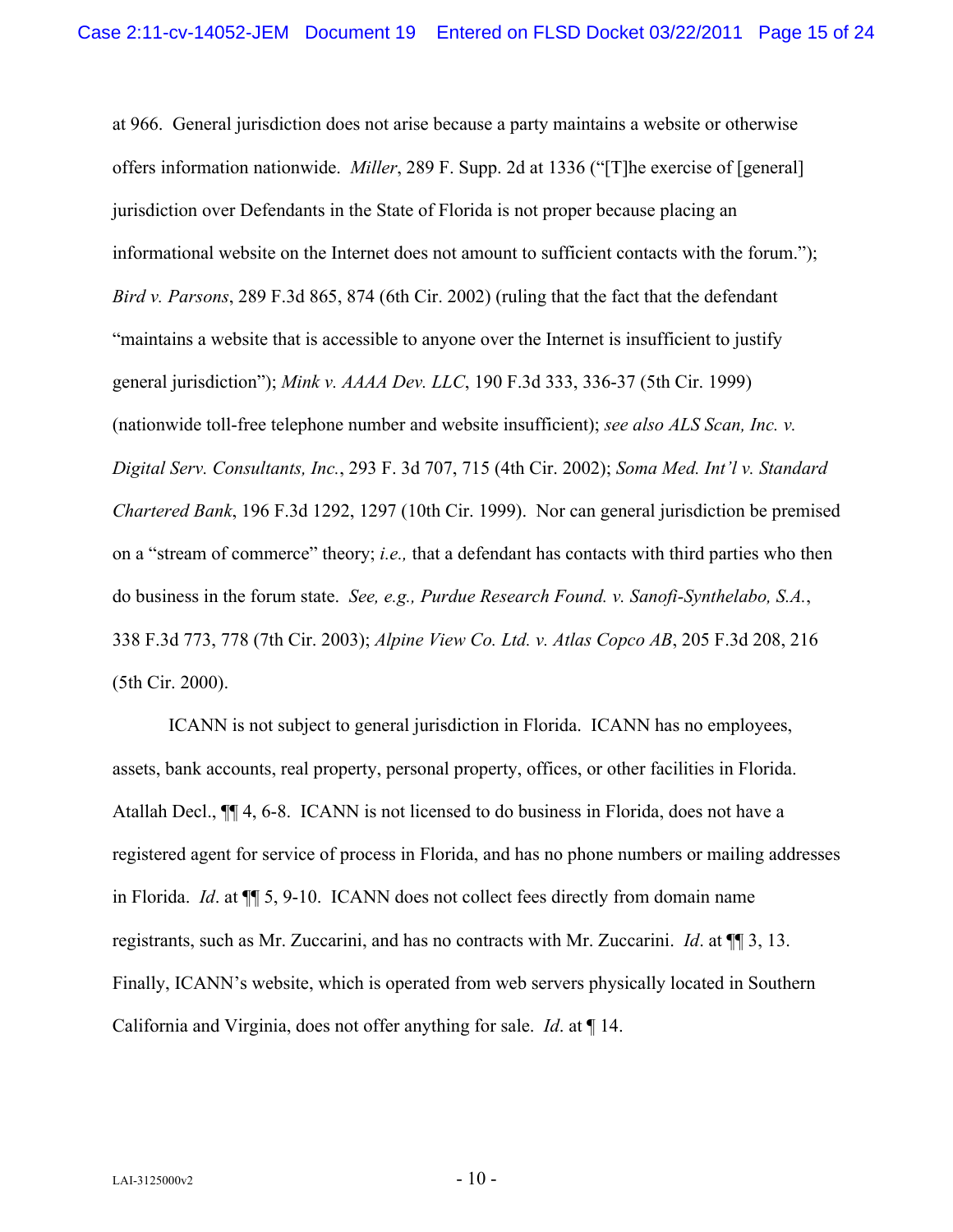at 966. General jurisdiction does not arise because a party maintains a website or otherwise offers information nationwide. *Miller*, 289 F. Supp. 2d at 1336 ("[T]he exercise of [general] jurisdiction over Defendants in the State of Florida is not proper because placing an informational website on the Internet does not amount to sufficient contacts with the forum."); *Bird v. Parsons*, 289 F.3d 865, 874 (6th Cir. 2002) (ruling that the fact that the defendant "maintains a website that is accessible to anyone over the Internet is insufficient to justify general jurisdiction"); *Mink v. AAAA Dev. LLC*, 190 F.3d 333, 336-37 (5th Cir. 1999) (nationwide toll-free telephone number and website insufficient); *see also ALS Scan, Inc. v. Digital Serv. Consultants, Inc.*, 293 F. 3d 707, 715 (4th Cir. 2002); *Soma Med. Int'l v. Standard Chartered Bank*, 196 F.3d 1292, 1297 (10th Cir. 1999). Nor can general jurisdiction be premised on a "stream of commerce" theory; *i.e.,* that a defendant has contacts with third parties who then do business in the forum state. *See, e.g., Purdue Research Found. v. Sanofi-Synthelabo, S.A.*, 338 F.3d 773, 778 (7th Cir. 2003); *Alpine View Co. Ltd. v. Atlas Copco AB*, 205 F.3d 208, 216 (5th Cir. 2000).

ICANN is not subject to general jurisdiction in Florida. ICANN has no employees, assets, bank accounts, real property, personal property, offices, or other facilities in Florida. Atallah Decl., ¶¶ 4, 6-8. ICANN is not licensed to do business in Florida, does not have a registered agent for service of process in Florida, and has no phone numbers or mailing addresses in Florida. *Id*. at ¶¶ 5, 9-10. ICANN does not collect fees directly from domain name registrants, such as Mr. Zuccarini, and has no contracts with Mr. Zuccarini. *Id*. at ¶¶ 3, 13. Finally, ICANN's website, which is operated from web servers physically located in Southern California and Virginia, does not offer anything for sale. *Id*. at ¶ 14.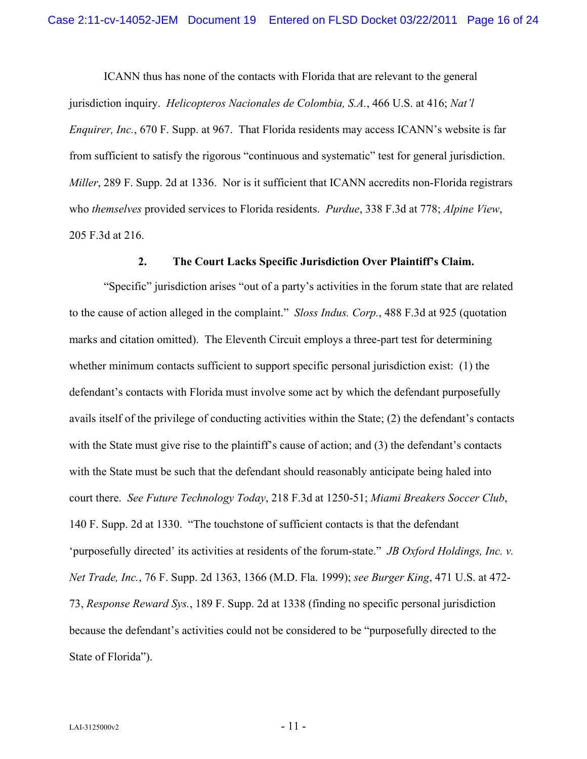ICANN thus has none of the contacts with Florida that are relevant to the general jurisdiction inquiry. *Helicopteros Nacionales de Colombia, S.A.*, 466 U.S. at 416; *Nat'l Enquirer, Inc.*, 670 F. Supp. at 967. That Florida residents may access ICANN's website is far from sufficient to satisfy the rigorous "continuous and systematic" test for general jurisdiction. *Miller*, 289 F. Supp. 2d at 1336. Nor is it sufficient that ICANN accredits non-Florida registrars who *themselves* provided services to Florida residents. *Purdue*, 338 F.3d at 778; *Alpine View*, 205 F.3d at 216.

### 2. The Court Lacks Specific Jurisdiction Over Plaintiff's Claim.

"Specific" jurisdiction arises "out of a party's activities in the forum state that are related to the cause of action alleged in the complaint." *Sloss Indus. Corp.*, 488 F.3d at 925 (quotation marks and citation omitted). The Eleventh Circuit employs a three-part test for determining whether minimum contacts sufficient to support specific personal jurisdiction exist: (1) the defendant's contacts with Florida must involve some act by which the defendant purposefully avails itself of the privilege of conducting activities within the State; (2) the defendant's contacts with the State must give rise to the plaintiff's cause of action; and (3) the defendant's contacts with the State must be such that the defendant should reasonably anticipate being haled into court there. *See Future Technology Today*, 218 F.3d at 1250-51; *Miami Breakers Soccer Club*, 140 F. Supp. 2d at 1330. "The touchstone of sufficient contacts is that the defendant 'purposefully directed' its activities at residents of the forum-state." *JB Oxford Holdings, Inc. v. Net Trade, Inc.*, 76 F. Supp. 2d 1363, 1366 (M.D. Fla. 1999); *see Burger King*, 471 U.S. at 472-73, *Response Reward Sys.*, 189 F. Supp. 2d at 1338 (finding no specific personal jurisdiction because the defendant's activities could not be considered to be "purposefully directed to the State of Florida").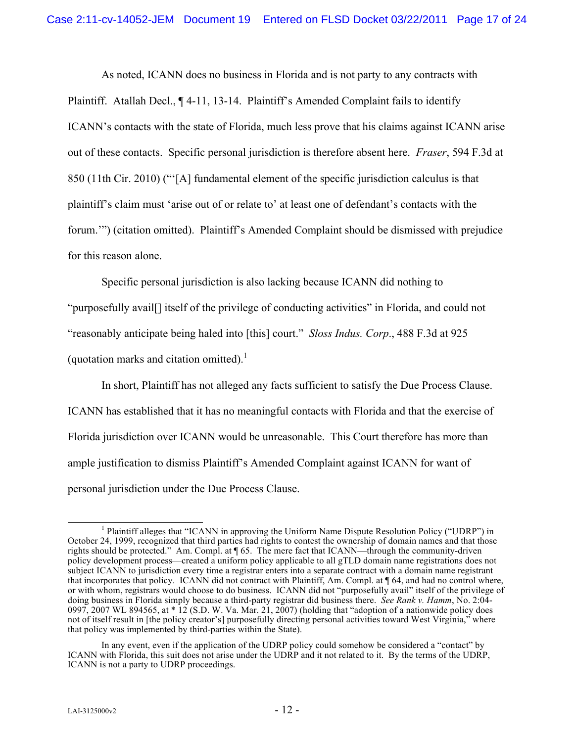As noted, ICANN does no business in Florida and is not party to any contracts with Plaintiff. Atallah Decl., ¶ 4-11, 13-14. Plaintiff's Amended Complaint fails to identify ICANN's contacts with the state of Florida, much less prove that his claims against ICANN arise out of these contacts. Specific personal jurisdiction is therefore absent here. *Fraser*, 594 F.3d at 850 (11th Cir. 2010) ("'[A] fundamental element of the specific jurisdiction calculus is that plaintiff's claim must 'arise out of or relate to' at least one of defendant's contacts with the forum.'") (citation omitted). Plaintiff's Amended Complaint should be dismissed with prejudice for this reason alone.

Specific personal jurisdiction is also lacking because ICANN did nothing to "purposefully avail[] itself of the privilege of conducting activities" in Florida, and could not "reasonably anticipate being haled into [this] court." *Sloss Indus. Corp.*, 488 F.3d at 925 (quotation marks and citation omitted).[1]

In short, Plaintiff has not alleged any facts sufficient to satisfy the Due Process Clause. ICANN has established that it has no meaningful contacts with Florida and that the exercise of Florida jurisdiction over ICANN would be unreasonable. This Court therefore has more than ample justification to dismiss Plaintiff's Amended Complaint against ICANN for want of personal jurisdiction under the Due Process Clause.

---

[1] Plaintiff alleges that "ICANN in approving the Uniform Name Dispute Resolution Policy ("UDRP") in October 24, 1999, recognized that third parties had rights to contest the ownership of domain names and that those rights should be protected." Am. Compl. at ¶ 65. The mere fact that ICANN—through the community-driven policy development process—created a uniform policy applicable to all gTLD domain name registrations does not subject ICANN to jurisdiction every time a registrar enters into a separate contract with a domain name registrant that incorporates that policy. ICANN did not contract with Plaintiff, Am. Compl. at ¶ 64, and had no control where, or with whom, registrars would choose to do business. ICANN did not "purposefully avail" itself of the privilege of doing business in Florida simply because a third-party registrar did business there. *See Rank v. Hamm*, No. 2:04-0997, 2007 WL 894565, at * 12 (S.D. W. Va. Mar. 21, 2007) (holding that "adoption of a nationwide policy does not of itself result in [the policy creator's] purposefully directing personal activities toward West Virginia," where that policy was implemented by third-parties within the State).

In any event, even if the application of the UDRP policy could somehow be considered a "contact" by ICANN with Florida, this suit does not arise under the UDRP and it not related to it. By the terms of the UDRP, ICANN is not a party to UDRP proceedings.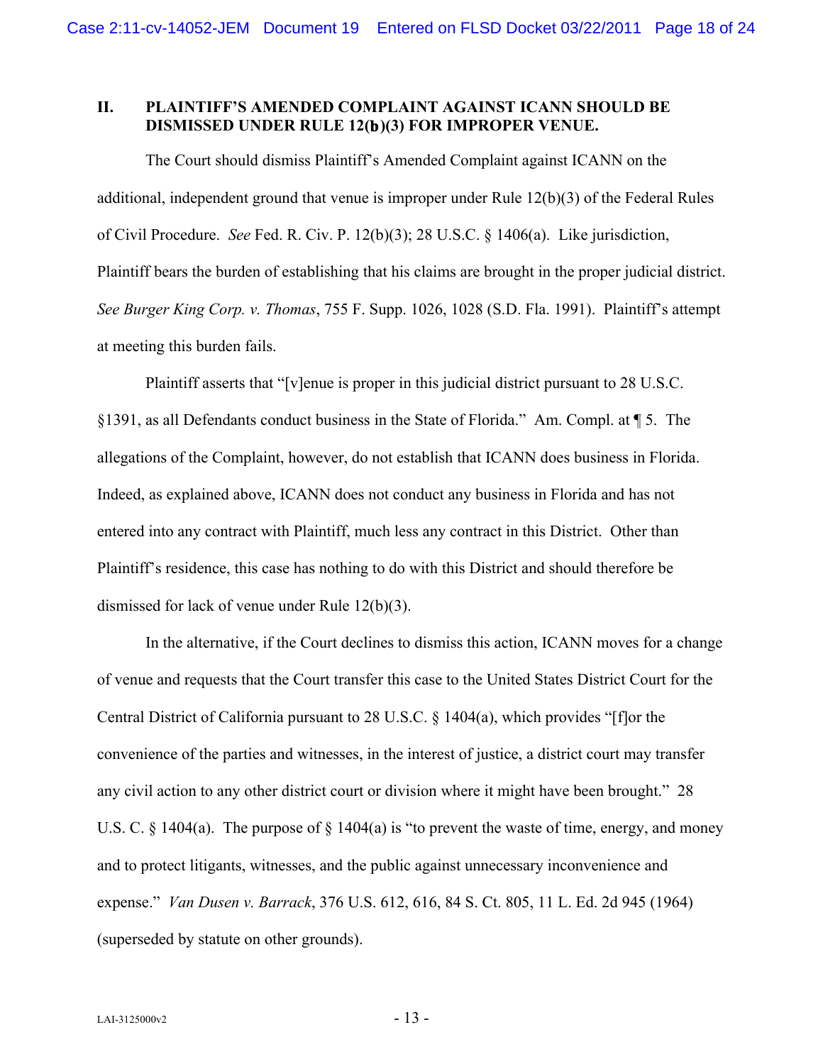## II. PLAINTIFF'S AMENDED COMPLAINT AGAINST ICANN SHOULD BE DISMISSED UNDER RULE 12(b)(3) FOR IMPROPER VENUE.

The Court should dismiss Plaintiff's Amended Complaint against ICANN on the additional, independent ground that venue is improper under Rule 12(b)(3) of the Federal Rules of Civil Procedure. *See* Fed. R. Civ. P. 12(b)(3); 28 U.S.C. § 1406(a). Like jurisdiction, Plaintiff bears the burden of establishing that his claims are brought in the proper judicial district. *See Burger King Corp. v. Thomas*, 755 F. Supp. 1026, 1028 (S.D. Fla. 1991). Plaintiff's attempt at meeting this burden fails.

Plaintiff asserts that "[v]enue is proper in this judicial district pursuant to 28 U.S.C. §1391, as all Defendants conduct business in the State of Florida." Am. Compl. at ¶ 5. The allegations of the Complaint, however, do not establish that ICANN does business in Florida. Indeed, as explained above, ICANN does not conduct any business in Florida and has not entered into any contract with Plaintiff, much less any contract in this District. Other than Plaintiff's residence, this case has nothing to do with this District and should therefore be dismissed for lack of venue under Rule 12(b)(3).

In the alternative, if the Court declines to dismiss this action, ICANN moves for a change of venue and requests that the Court transfer this case to the United States District Court for the Central District of California pursuant to 28 U.S.C. § 1404(a), which provides "[f]or the convenience of the parties and witnesses, in the interest of justice, a district court may transfer any civil action to any other district court or division where it might have been brought." 28 U.S. C. § 1404(a). The purpose of § 1404(a) is "to prevent the waste of time, energy, and money and to protect litigants, witnesses, and the public against unnecessary inconvenience and expense." *Van Dusen v. Barrack*, 376 U.S. 612, 616, 84 S. Ct. 805, 11 L. Ed. 2d 945 (1964) (superseded by statute on other grounds).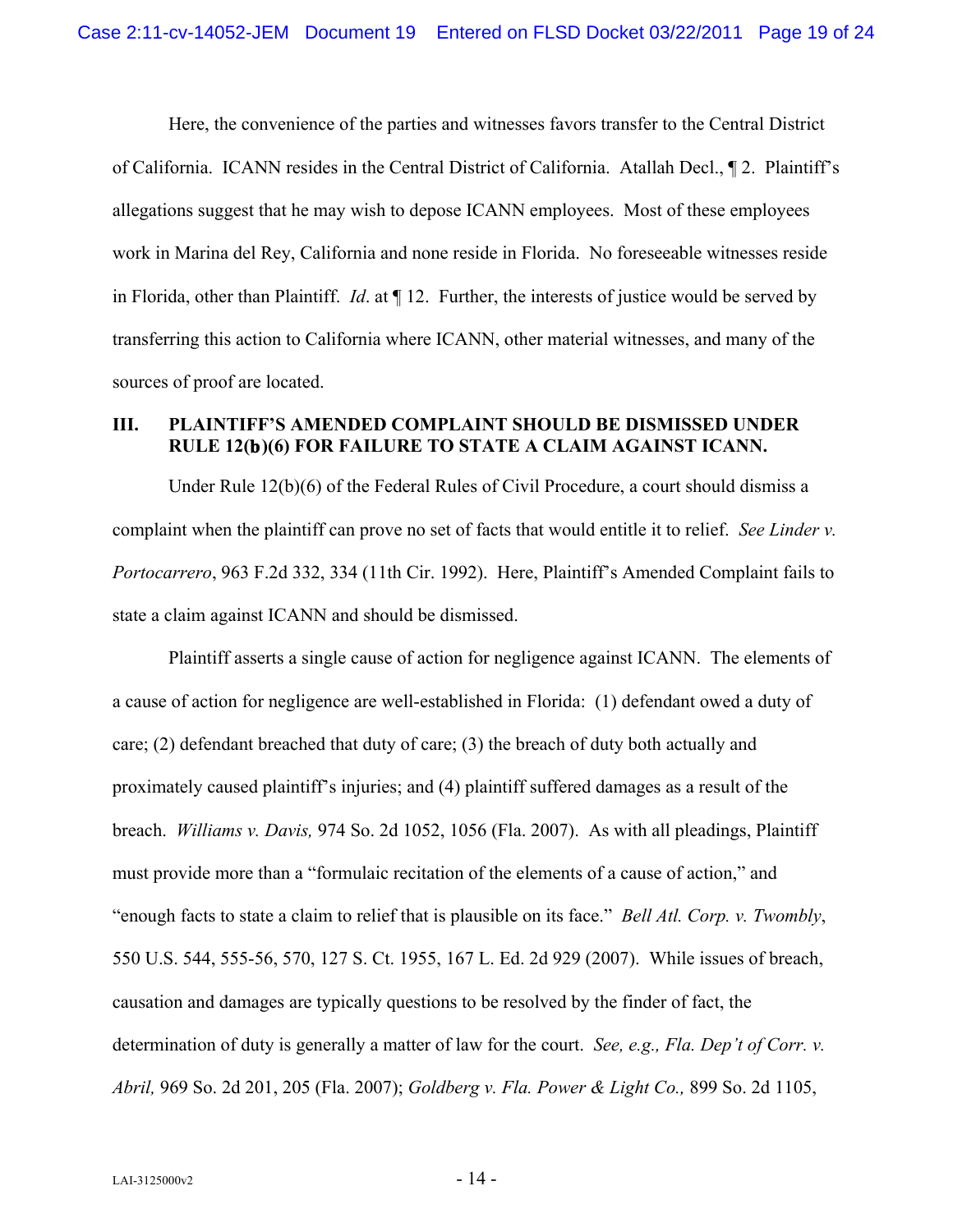Here, the convenience of the parties and witnesses favors transfer to the Central District of California. ICANN resides in the Central District of California. Atallah Decl., ¶ 2. Plaintiff's allegations suggest that he may wish to depose ICANN employees. Most of these employees work in Marina del Rey, California and none reside in Florida. No foreseeable witnesses reside in Florida, other than Plaintiff. *Id*. at ¶ 12. Further, the interests of justice would be served by transferring this action to California where ICANN, other material witnesses, and many of the sources of proof are located.

## III. PLAINTIFF'S AMENDED COMPLAINT SHOULD BE DISMISSED UNDER RULE 12(b)(6) FOR FAILURE TO STATE A CLAIM AGAINST ICANN.

Under Rule 12(b)(6) of the Federal Rules of Civil Procedure, a court should dismiss a complaint when the plaintiff can prove no set of facts that would entitle it to relief. *See Linder v. Portocarrero*, 963 F.2d 332, 334 (11th Cir. 1992). Here, Plaintiff's Amended Complaint fails to state a claim against ICANN and should be dismissed.

Plaintiff asserts a single cause of action for negligence against ICANN. The elements of a cause of action for negligence are well-established in Florida: (1) defendant owed a duty of care; (2) defendant breached that duty of care; (3) the breach of duty both actually and proximately caused plaintiff's injuries; and (4) plaintiff suffered damages as a result of the breach. *Williams v. Davis,* 974 So. 2d 1052, 1056 (Fla. 2007). As with all pleadings, Plaintiff must provide more than a "formulaic recitation of the elements of a cause of action," and "enough facts to state a claim to relief that is plausible on its face." *Bell Atl. Corp. v. Twombly*, 550 U.S. 544, 555-56, 570, 127 S. Ct. 1955, 167 L. Ed. 2d 929 (2007). While issues of breach, causation and damages are typically questions to be resolved by the finder of fact, the determination of duty is generally a matter of law for the court. *See, e.g., Fla. Dep't of Corr. v. Abril,* 969 So. 2d 201, 205 (Fla. 2007); *Goldberg v. Fla. Power & Light Co.,* 899 So. 2d 1105,

LAI-3125000v2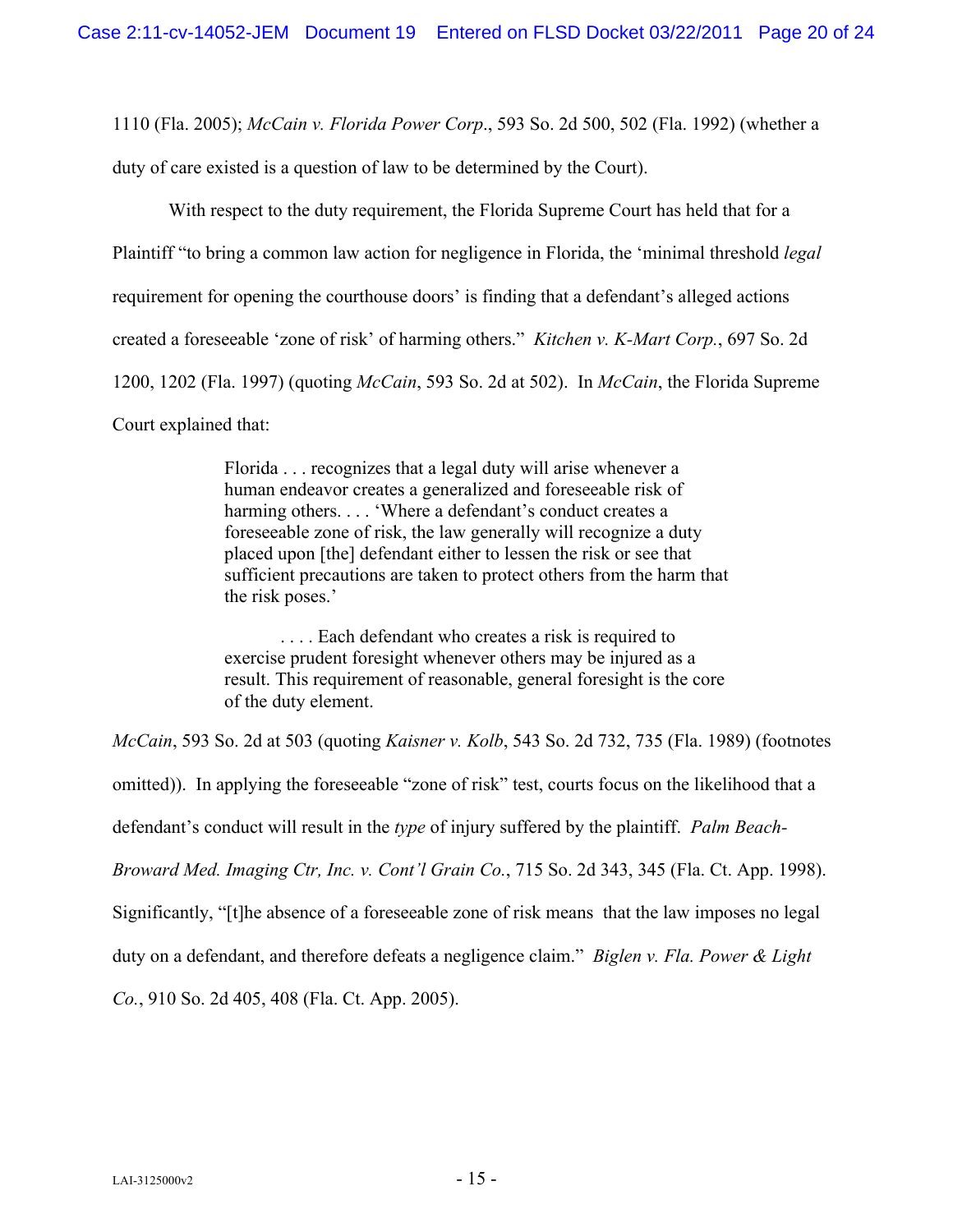1110 (Fla. 2005); *McCain v. Florida Power Corp*., 593 So. 2d 500, 502 (Fla. 1992) (whether a duty of care existed is a question of law to be determined by the Court).

With respect to the duty requirement, the Florida Supreme Court has held that for a Plaintiff "to bring a common law action for negligence in Florida, the 'minimal threshold *legal* requirement for opening the courthouse doors' is finding that a defendant's alleged actions created a foreseeable 'zone of risk' of harming others." *Kitchen v. K-Mart Corp.*, 697 So. 2d 1200, 1202 (Fla. 1997) (quoting *McCain*, 593 So. 2d at 502). In *McCain*, the Florida Supreme Court explained that:

> Florida . . . recognizes that a legal duty will arise whenever a human endeavor creates a generalized and foreseeable risk of harming others. . . . 'Where a defendant's conduct creates a foreseeable zone of risk, the law generally will recognize a duty placed upon [the] defendant either to lessen the risk or see that sufficient precautions are taken to protect others from the harm that the risk poses.'
>
> . . . . Each defendant who creates a risk is required to exercise prudent foresight whenever others may be injured as a result. This requirement of reasonable, general foresight is the core of the duty element.

*McCain*, 593 So. 2d at 503 (quoting *Kaisner v. Kolb*, 543 So. 2d 732, 735 (Fla. 1989) (footnotes omitted)). In applying the foreseeable "zone of risk" test, courts focus on the likelihood that a defendant's conduct will result in the *type* of injury suffered by the plaintiff. *Palm Beach-Broward Med. Imaging Ctr, Inc. v. Cont'l Grain Co.*, 715 So. 2d 343, 345 (Fla. Ct. App. 1998). Significantly, "[t]he absence of a foreseeable zone of risk means that the law imposes no legal duty on a defendant, and therefore defeats a negligence claim." *Biglen v. Fla. Power & Light Co.*, 910 So. 2d 405, 408 (Fla. Ct. App. 2005).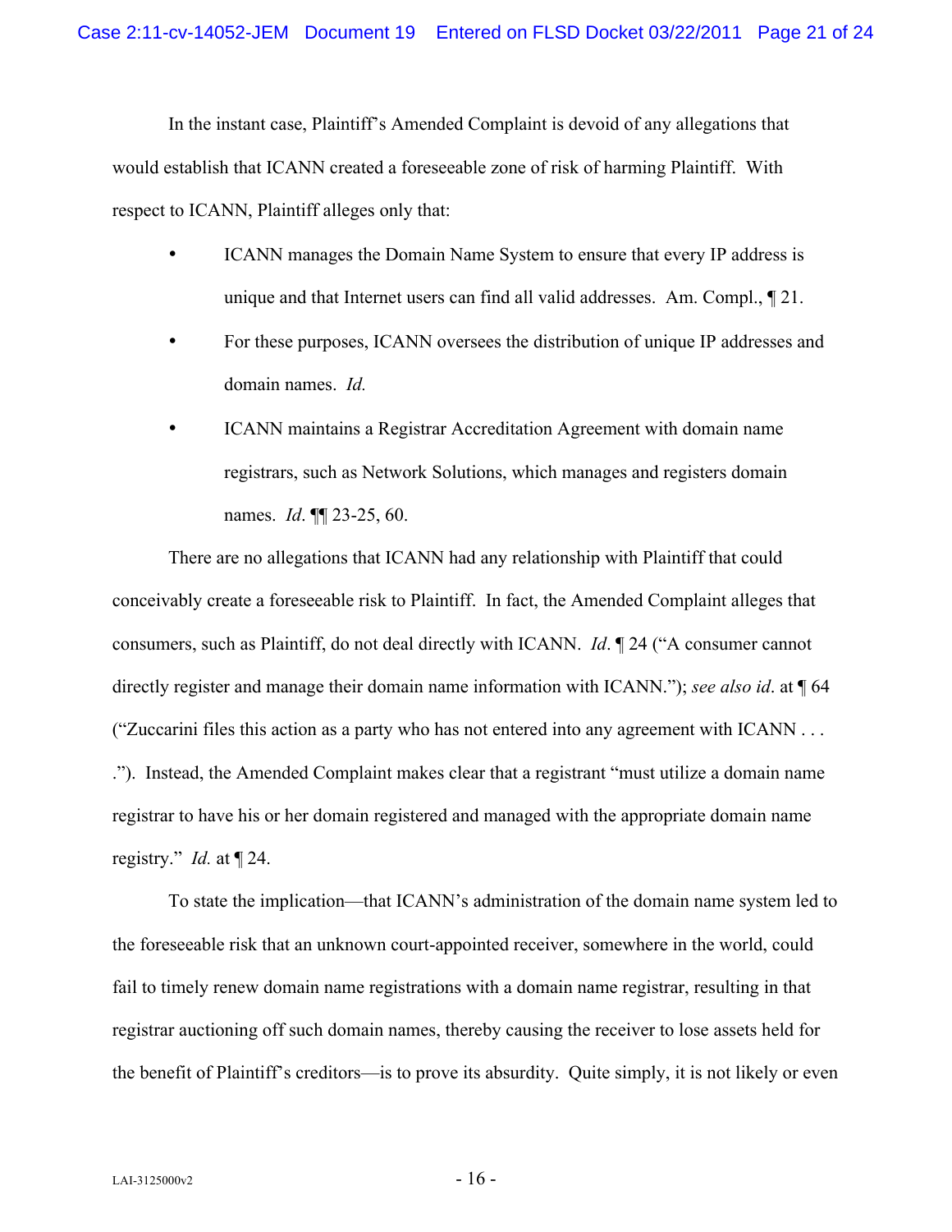In the instant case, Plaintiff's Amended Complaint is devoid of any allegations that would establish that ICANN created a foreseeable zone of risk of harming Plaintiff. With respect to ICANN, Plaintiff alleges only that:

- ICANN manages the Domain Name System to ensure that every IP address is unique and that Internet users can find all valid addresses. Am. Compl., ¶ 21.
- For these purposes, ICANN oversees the distribution of unique IP addresses and domain names. *Id.*
- ICANN maintains a Registrar Accreditation Agreement with domain name registrars, such as Network Solutions, which manages and registers domain names. *Id*. ¶¶ 23-25, 60.

There are no allegations that ICANN had any relationship with Plaintiff that could conceivably create a foreseeable risk to Plaintiff. In fact, the Amended Complaint alleges that consumers, such as Plaintiff, do not deal directly with ICANN. *Id*. ¶ 24 ("A consumer cannot directly register and manage their domain name information with ICANN."); *see also id*. at ¶ 64 ("Zuccarini files this action as a party who has not entered into any agreement with ICANN . . . ."). Instead, the Amended Complaint makes clear that a registrant "must utilize a domain name registrar to have his or her domain registered and managed with the appropriate domain name registry." *Id.* at ¶ 24.

To state the implication—that ICANN's administration of the domain name system led to the foreseeable risk that an unknown court-appointed receiver, somewhere in the world, could fail to timely renew domain name registrations with a domain name registrar, resulting in that registrar auctioning off such domain names, thereby causing the receiver to lose assets held for the benefit of Plaintiff's creditors—is to prove its absurdity. Quite simply, it is not likely or even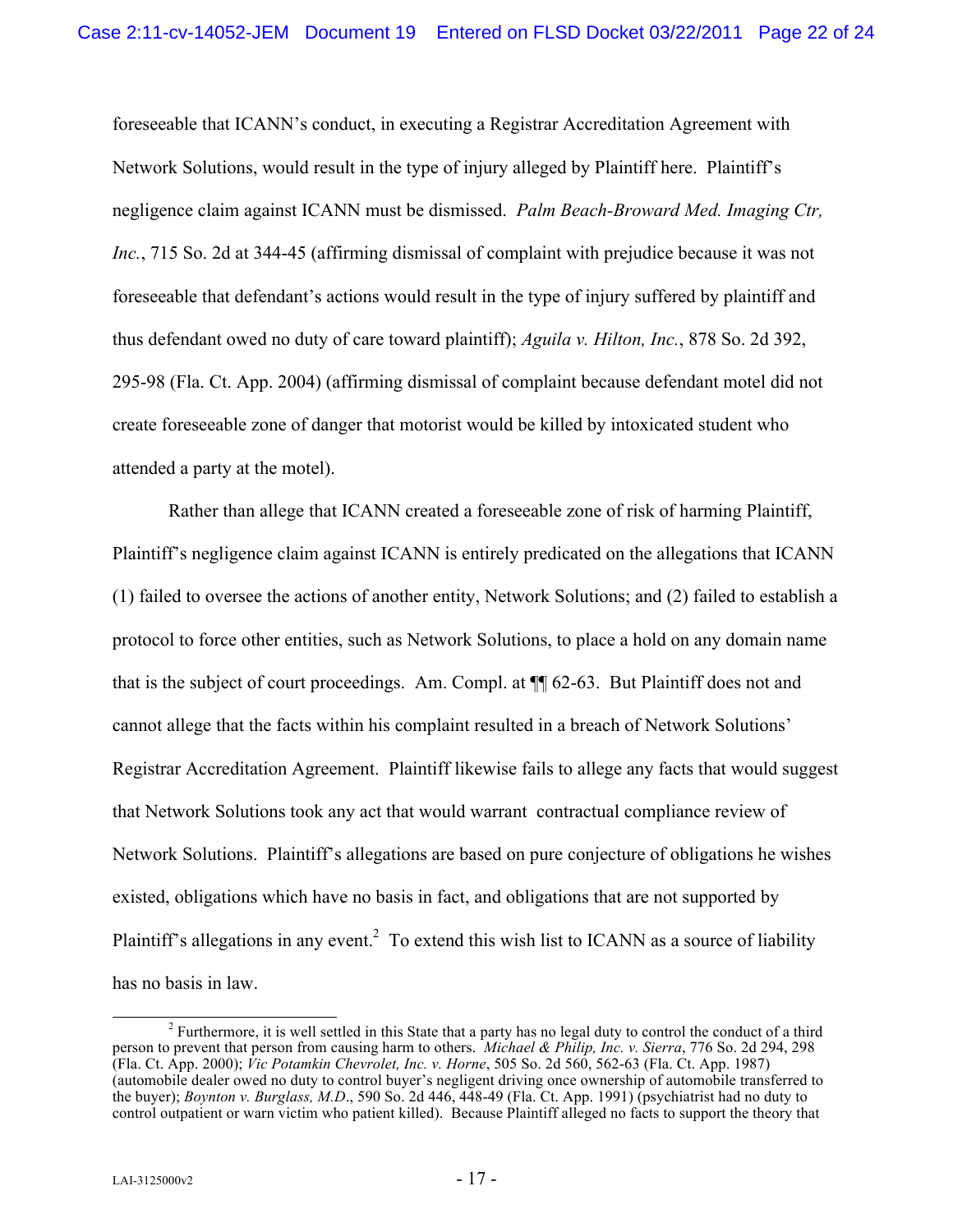foreseeable that ICANN's conduct, in executing a Registrar Accreditation Agreement with Network Solutions, would result in the type of injury alleged by Plaintiff here. Plaintiff's negligence claim against ICANN must be dismissed. *Palm Beach-Broward Med. Imaging Ctr, Inc.*, 715 So. 2d at 344-45 (affirming dismissal of complaint with prejudice because it was not foreseeable that defendant's actions would result in the type of injury suffered by plaintiff and thus defendant owed no duty of care toward plaintiff); *Aguila v. Hilton, Inc.*, 878 So. 2d 392, 295-98 (Fla. Ct. App. 2004) (affirming dismissal of complaint because defendant motel did not create foreseeable zone of danger that motorist would be killed by intoxicated student who attended a party at the motel).

Rather than allege that ICANN created a foreseeable zone of risk of harming Plaintiff, Plaintiff's negligence claim against ICANN is entirely predicated on the allegations that ICANN (1) failed to oversee the actions of another entity, Network Solutions; and (2) failed to establish a protocol to force other entities, such as Network Solutions, to place a hold on any domain name that is the subject of court proceedings. Am. Compl. at ¶¶ 62-63. But Plaintiff does not and cannot allege that the facts within his complaint resulted in a breach of Network Solutions' Registrar Accreditation Agreement. Plaintiff likewise fails to allege any facts that would suggest that Network Solutions took any act that would warrant contractual compliance review of Network Solutions. Plaintiff's allegations are based on pure conjecture of obligations he wishes existed, obligations which have no basis in fact, and obligations that are not supported by Plaintiff's allegations in any event.[2] To extend this wish list to ICANN as a source of liability has no basis in law.

[2] Furthermore, it is well settled in this State that a party has no legal duty to control the conduct of a third person to prevent that person from causing harm to others. *Michael & Philip, Inc. v. Sierra*, 776 So. 2d 294, 298 (Fla. Ct. App. 2000); *Vic Potamkin Chevrolet, Inc. v. Horne*, 505 So. 2d 560, 562-63 (Fla. Ct. App. 1987) (automobile dealer owed no duty to control buyer's negligent driving once ownership of automobile transferred to the buyer); *Boynton v. Burglass, M.D.*, 590 So. 2d 446, 448-49 (Fla. Ct. App. 1991) (psychiatrist had no duty to control outpatient or warn victim who patient killed). Because Plaintiff alleged no facts to support the theory that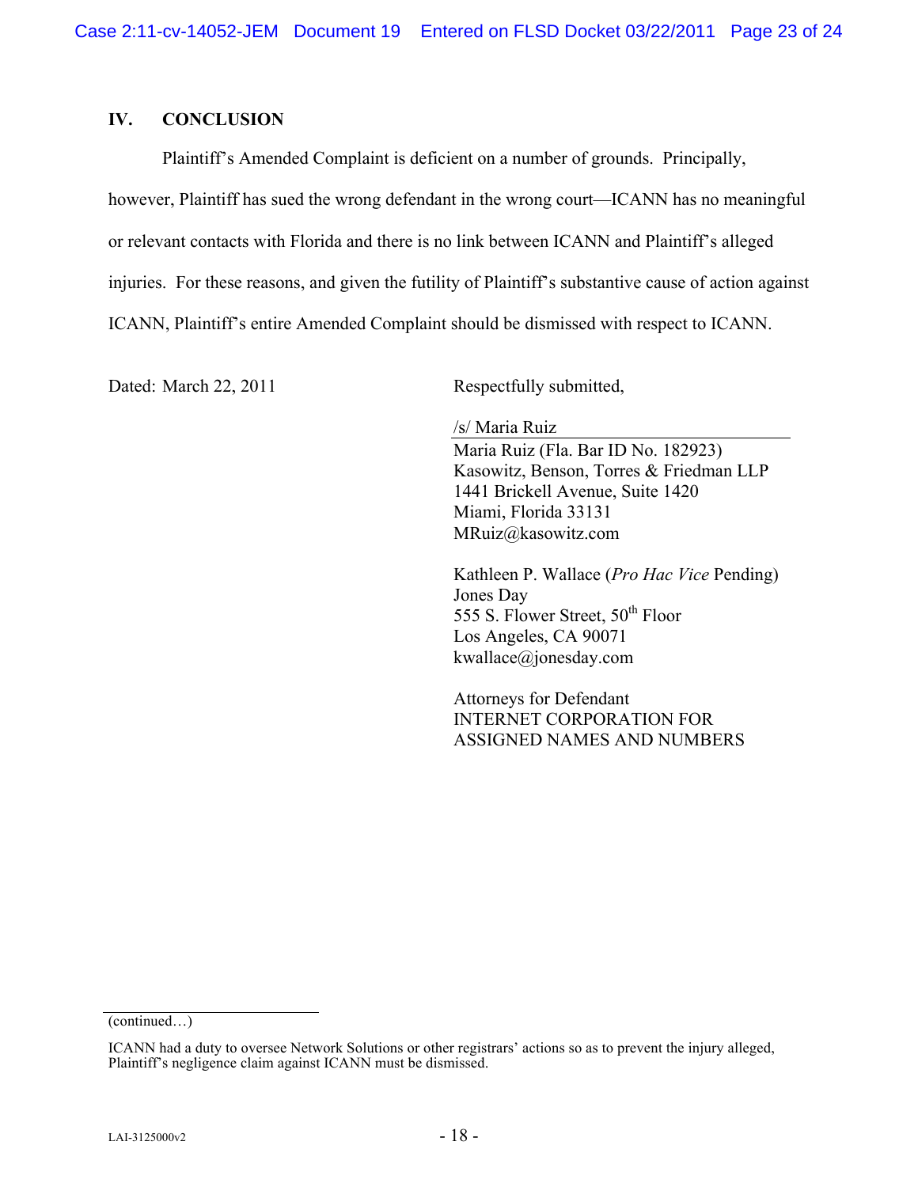## IV. CONCLUSION

Plaintiff's Amended Complaint is deficient on a number of grounds. Principally, however, Plaintiff has sued the wrong defendant in the wrong court—ICANN has no meaningful or relevant contacts with Florida and there is no link between ICANN and Plaintiff's alleged injuries. For these reasons, and given the futility of Plaintiff's substantive cause of action against ICANN, Plaintiff's entire Amended Complaint should be dismissed with respect to ICANN.

Dated: March 22, 2011

Respectfully submitted,

/s/ Maria Ruiz
Maria Ruiz (Fla. Bar ID No. 182923)
Kasowitz, Benson, Torres & Friedman LLP
1441 Brickell Avenue, Suite 1420
Miami, Florida 33131
MRuiz@kasowitz.com

Kathleen P. Wallace (*Pro Hac Vice* Pending)
Jones Day
555 S. Flower Street, 50th Floor
Los Angeles, CA 90071
kwallace@jonesday.com

Attorneys for Defendant
INTERNET CORPORATION FOR
ASSIGNED NAMES AND NUMBERS

---

(continued…)

ICANN had a duty to oversee Network Solutions or other registrars' actions so as to prevent the injury alleged, Plaintiff's negligence claim against ICANN must be dismissed.

LAI-3125000v2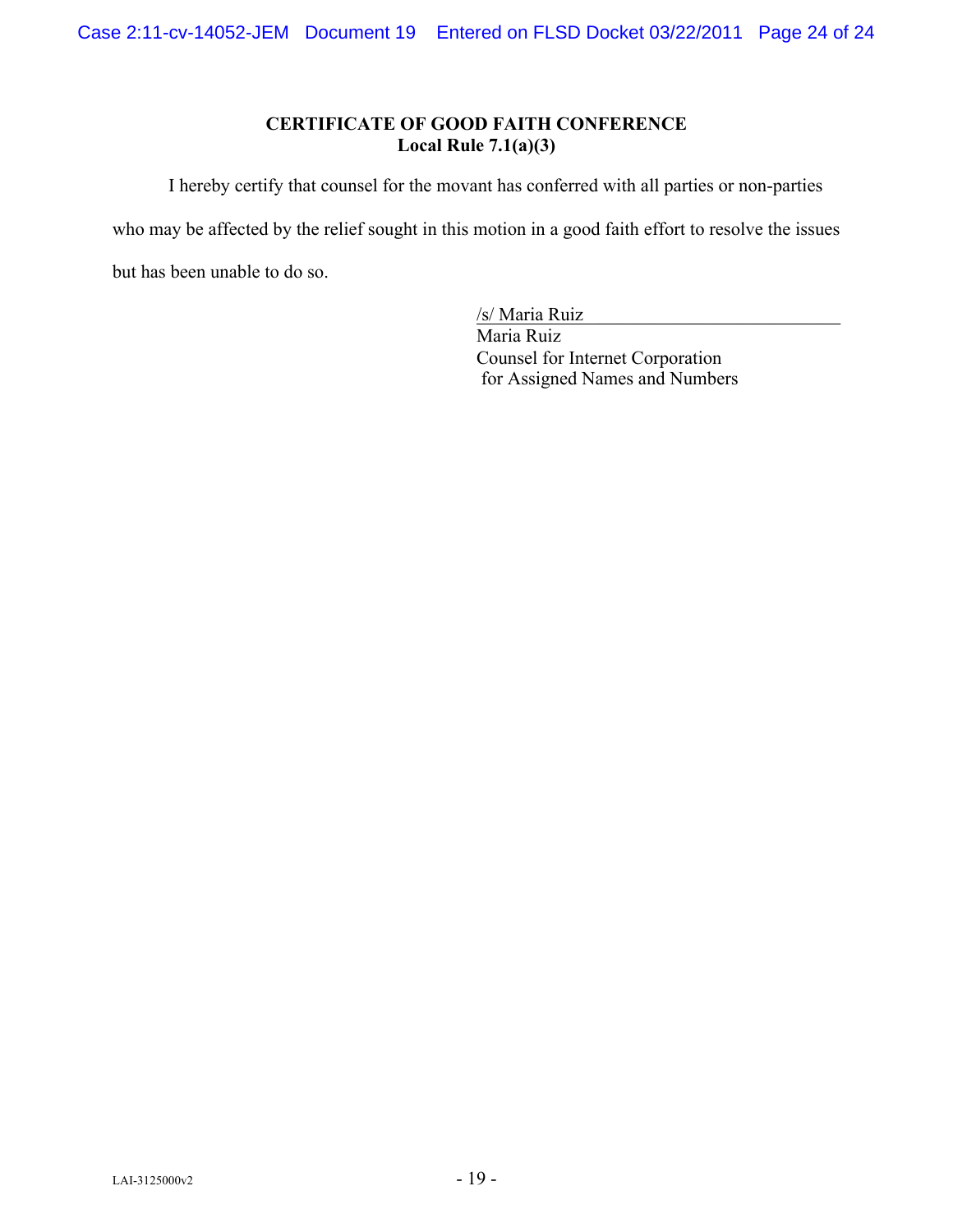**CERTIFICATE OF GOOD FAITH CONFERENCE**
**Local Rule 7.1(a)(3)**

I hereby certify that counsel for the movant has conferred with all parties or non-parties who may be affected by the relief sought in this motion in a good faith effort to resolve the issues but has been unable to do so.

/s/ Maria Ruiz
Maria Ruiz
Counsel for Internet Corporation
for Assigned Names and Numbers

LAI-3125000v2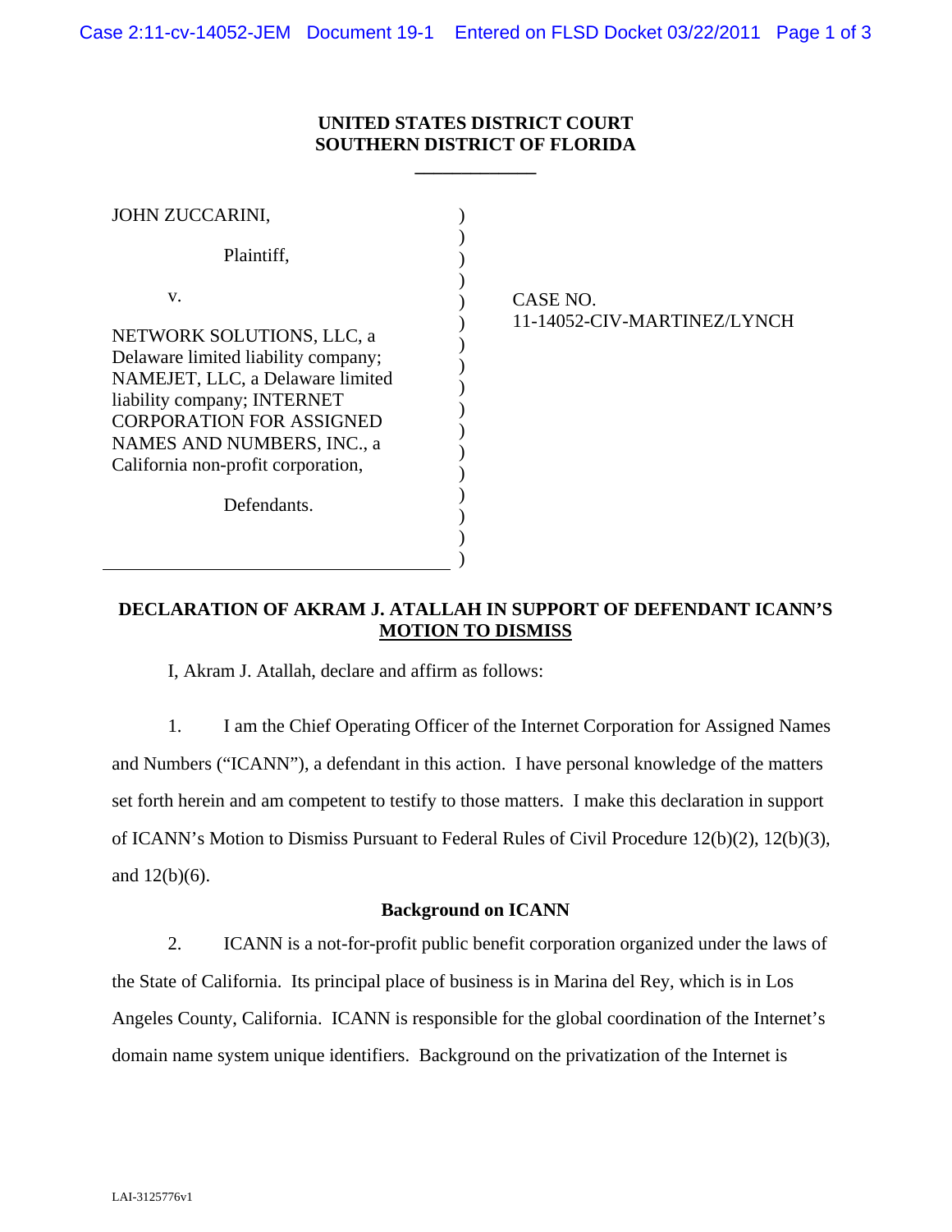**UNITED STATES DISTRICT COURT**
**SOUTHERN DISTRICT OF FLORIDA**

JOHN ZUCCARINI,

Plaintiff,

v.

NETWORK SOLUTIONS, LLC, a Delaware limited liability company; NAMEJET, LLC, a Delaware limited liability company; INTERNET CORPORATION FOR ASSIGNED NAMES AND NUMBERS, INC., a California non-profit corporation,

Defendants.

CASE NO.
11-14052-CIV-MARTINEZ/LYNCH

**DECLARATION OF AKRAM J. ATALLAH IN SUPPORT OF DEFENDANT ICANN'S MOTION TO DISMISS**

I, Akram J. Atallah, declare and affirm as follows:

1. I am the Chief Operating Officer of the Internet Corporation for Assigned Names and Numbers ("ICANN"), a defendant in this action. I have personal knowledge of the matters set forth herein and am competent to testify to those matters. I make this declaration in support of ICANN's Motion to Dismiss Pursuant to Federal Rules of Civil Procedure 12(b)(2), 12(b)(3), and 12(b)(6).

**Background on ICANN**

2. ICANN is a not-for-profit public benefit corporation organized under the laws of the State of California. Its principal place of business is in Marina del Rey, which is in Los Angeles County, California. ICANN is responsible for the global coordination of the Internet's domain name system unique identifiers. Background on the privatization of the Internet is

LAI-3125776v1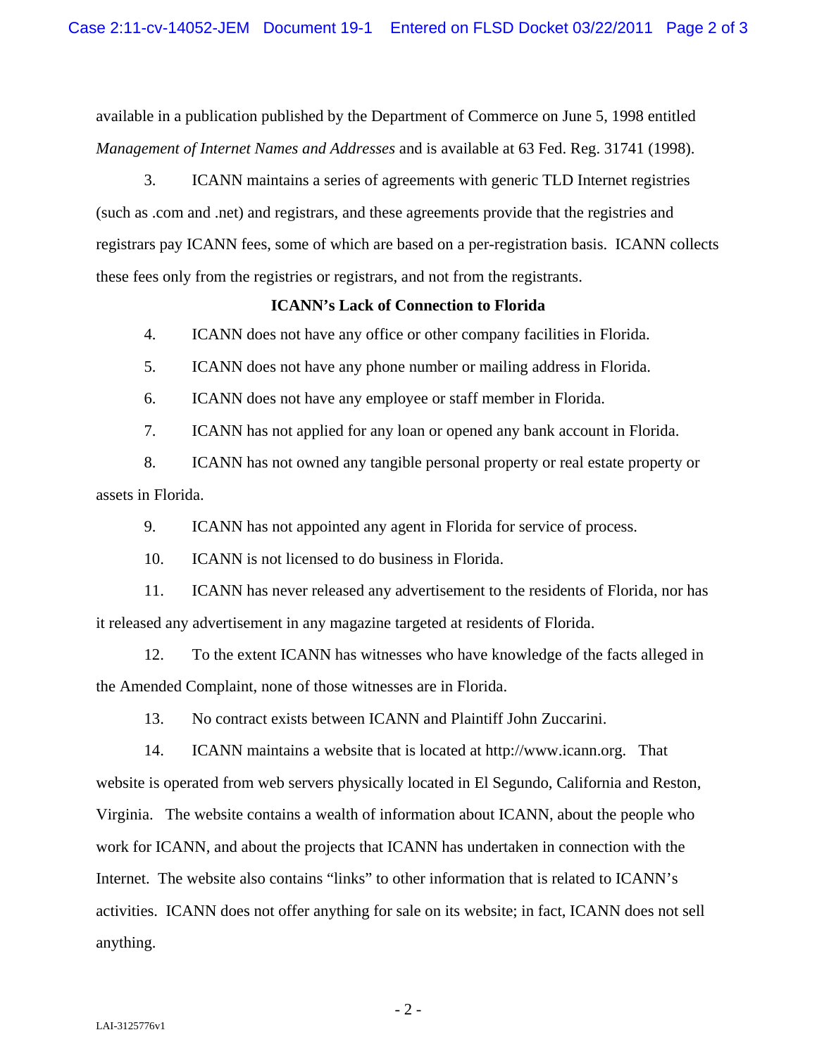available in a publication published by the Department of Commerce on June 5, 1998 entitled *Management of Internet Names and Addresses* and is available at 63 Fed. Reg. 31741 (1998).

3. ICANN maintains a series of agreements with generic TLD Internet registries (such as .com and .net) and registrars, and these agreements provide that the registries and registrars pay ICANN fees, some of which are based on a per-registration basis. ICANN collects these fees only from the registries or registrars, and not from the registrants.

**ICANN's Lack of Connection to Florida**

4. ICANN does not have any office or other company facilities in Florida.

5. ICANN does not have any phone number or mailing address in Florida.

6. ICANN does not have any employee or staff member in Florida.

7. ICANN has not applied for any loan or opened any bank account in Florida.

8. ICANN has not owned any tangible personal property or real estate property or assets in Florida.

9. ICANN has not appointed any agent in Florida for service of process.

10. ICANN is not licensed to do business in Florida.

11. ICANN has never released any advertisement to the residents of Florida, nor has it released any advertisement in any magazine targeted at residents of Florida.

12. To the extent ICANN has witnesses who have knowledge of the facts alleged in the Amended Complaint, none of those witnesses are in Florida.

13. No contract exists between ICANN and Plaintiff John Zuccarini.

14. ICANN maintains a website that is located at http://www.icann.org. That website is operated from web servers physically located in El Segundo, California and Reston, Virginia. The website contains a wealth of information about ICANN, about the people who work for ICANN, and about the projects that ICANN has undertaken in connection with the Internet. The website also contains "links" to other information that is related to ICANN's activities. ICANN does not offer anything for sale on its website; in fact, ICANN does not sell anything.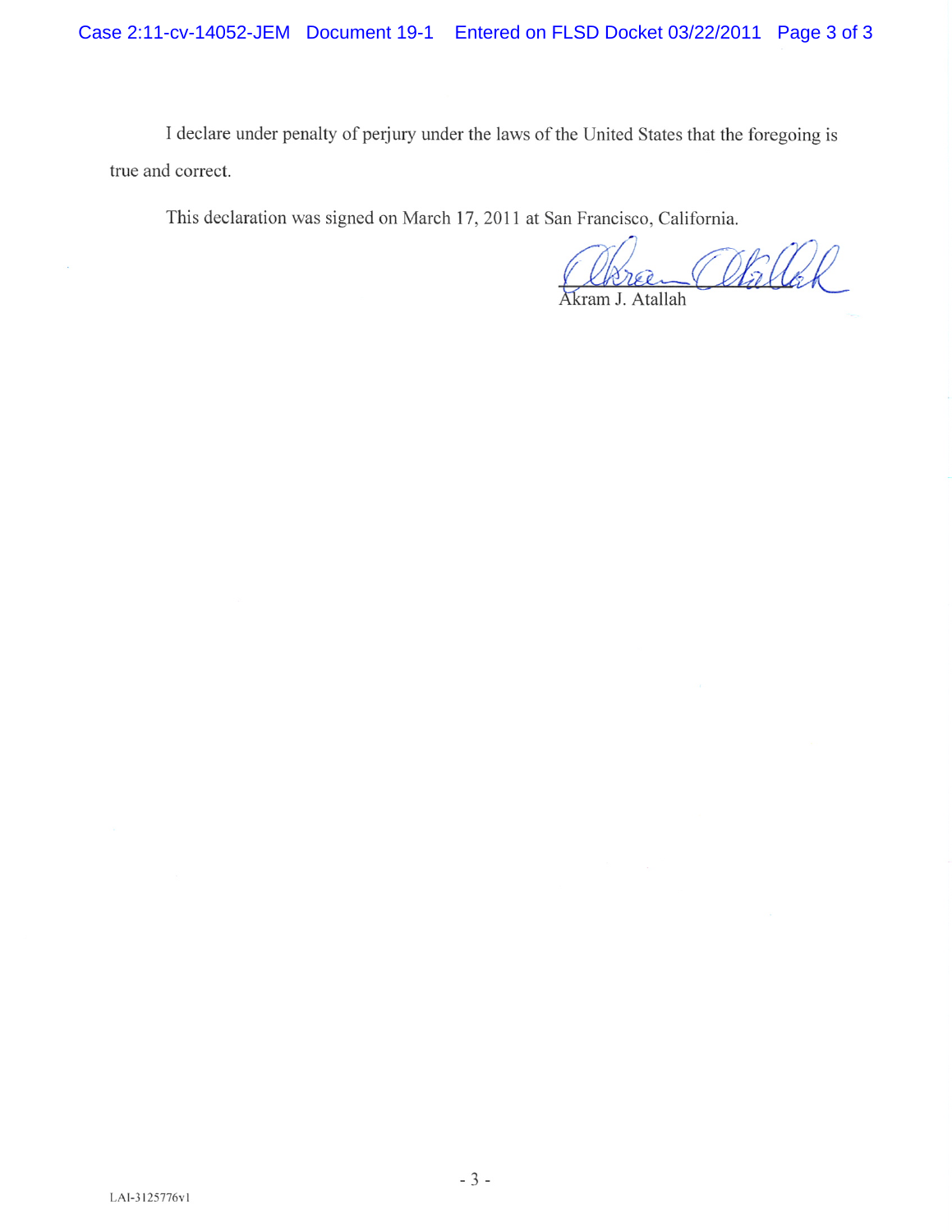I declare under penalty of perjury under the laws of the United States that the foregoing is true and correct.

This declaration was signed on March 17, 2011 at San Francisco, California.

Akram J. Atallah

LAI-3125776v1